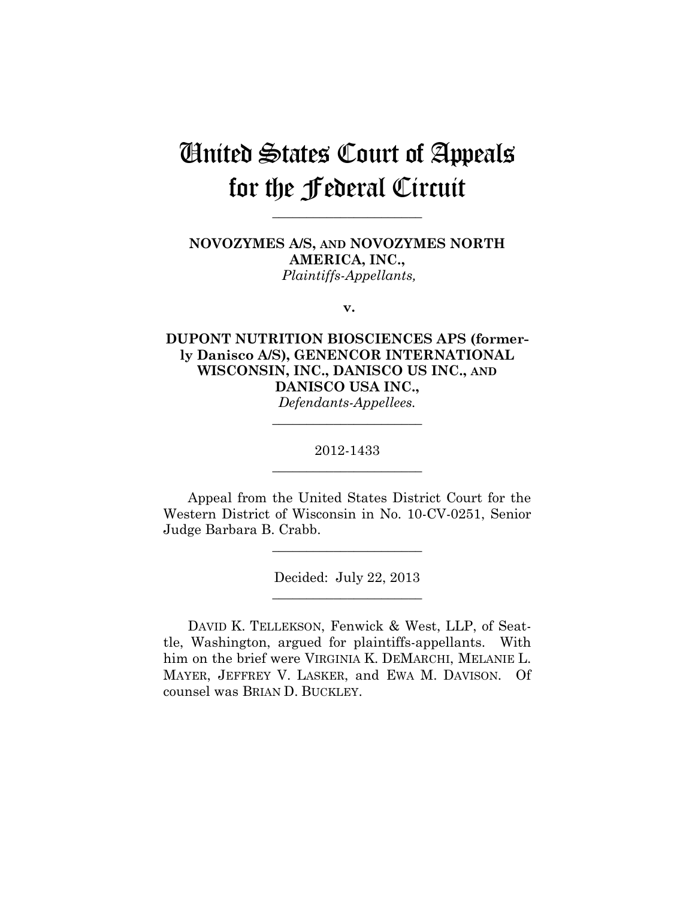# United States Court of Appeals for the Federal Circuit

______________________

**NOVOZYMES A/S, AND NOVOZYMES NORTH AMERICA, INC.,**
*Plaintiffs-Appellants,*

**v.**

**DUPONT NUTRITION BIOSCIENCES APS (formerly Danisco A/S), GENENCOR INTERNATIONAL WISCONSIN, INC., DANISCO US INC., AND DANISCO USA INC.,**
*Defendants-Appellees.*

______________________

2012-1433

______________________

Appeal from the United States District Court for the Western District of Wisconsin in No. 10-CV-0251, Senior Judge Barbara B. Crabb.

______________________

Decided: July 22, 2013

______________________

DAVID K. TELLEKSON, Fenwick & West, LLP, of Seattle, Washington, argued for plaintiffs-appellants. With him on the brief were VIRGINIA K. DEMARCHI, MELANIE L. MAYER, JEFFREY V. LASKER, and EWA M. DAVISON. Of counsel was BRIAN D. BUCKLEY.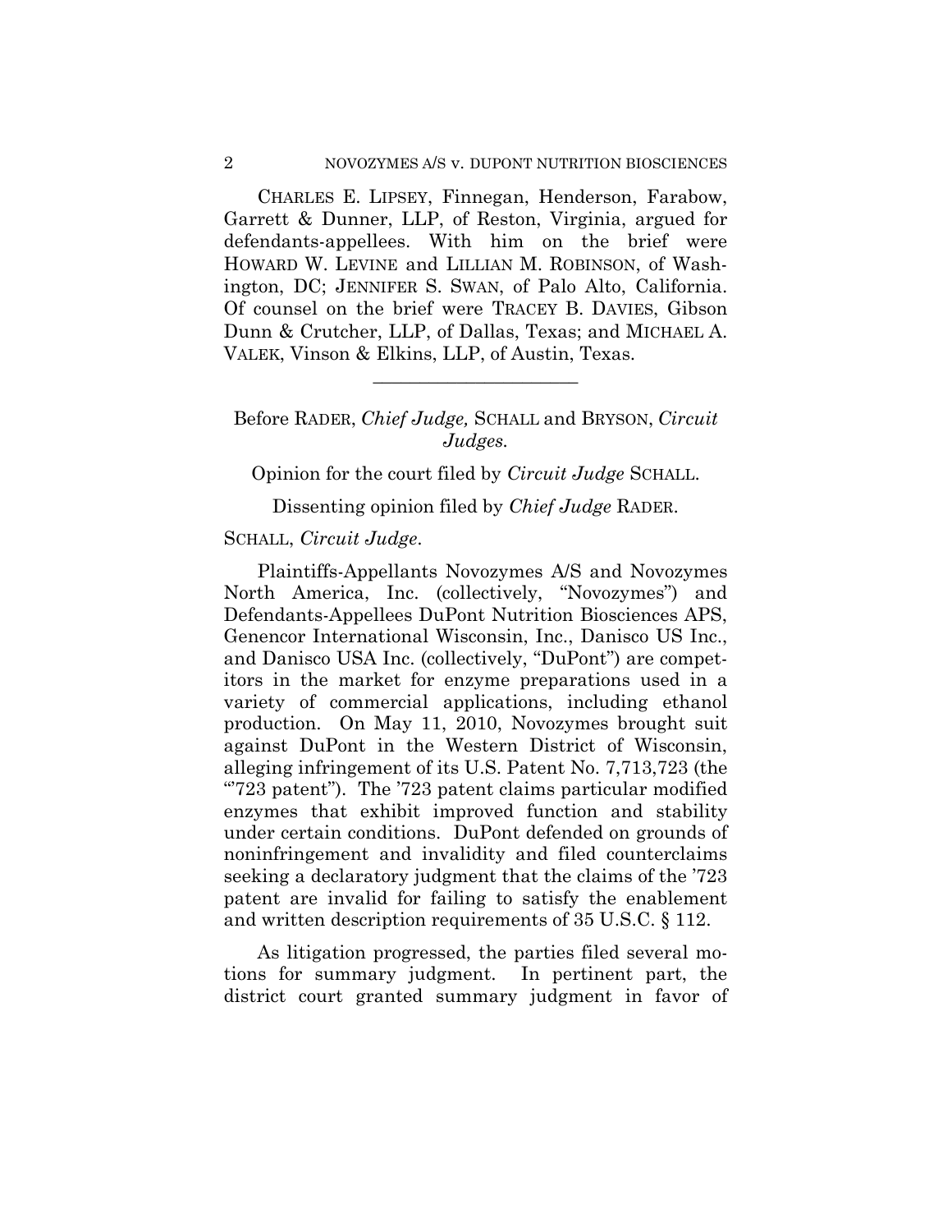CHARLES E. LIPSEY, Finnegan, Henderson, Farabow, Garrett & Dunner, LLP, of Reston, Virginia, argued for defendants-appellees. With him on the brief were HOWARD W. LEVINE and LILLIAN M. ROBINSON, of Washington, DC; JENNIFER S. SWAN, of Palo Alto, California. Of counsel on the brief were TRACEY B. DAVIES, Gibson Dunn & Crutcher, LLP, of Dallas, Texas; and MICHAEL A. VALEK, Vinson & Elkins, LLP, of Austin, Texas.

---

Before RADER, *Chief Judge,* SCHALL and BRYSON, *Circuit Judges.*

Opinion for the court filed by *Circuit Judge* SCHALL.

Dissenting opinion filed by *Chief Judge* RADER.

SCHALL, *Circuit Judge*.

Plaintiffs-Appellants Novozymes A/S and Novozymes North America, Inc. (collectively, "Novozymes") and Defendants-Appellees DuPont Nutrition Biosciences APS, Genencor International Wisconsin, Inc., Danisco US Inc., and Danisco USA Inc. (collectively, "DuPont") are competitors in the market for enzyme preparations used in a variety of commercial applications, including ethanol production. On May 11, 2010, Novozymes brought suit against DuPont in the Western District of Wisconsin, alleging infringement of its U.S. Patent No. 7,713,723 (the "'723 patent"). The '723 patent claims particular modified enzymes that exhibit improved function and stability under certain conditions. DuPont defended on grounds of noninfringement and invalidity and filed counterclaims seeking a declaratory judgment that the claims of the '723 patent are invalid for failing to satisfy the enablement and written description requirements of 35 U.S.C. § 112.

As litigation progressed, the parties filed several motions for summary judgment. In pertinent part, the district court granted summary judgment in favor of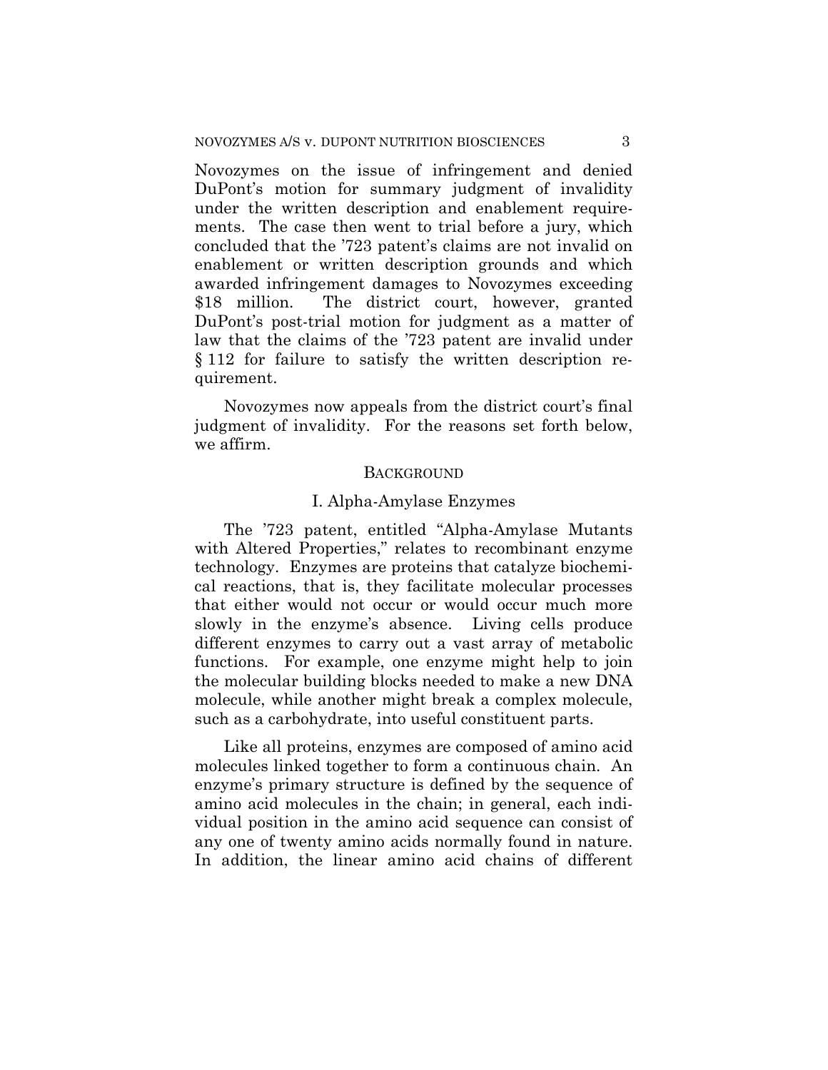Novozymes on the issue of infringement and denied DuPont's motion for summary judgment of invalidity under the written description and enablement requirements. The case then went to trial before a jury, which concluded that the '723 patent's claims are not invalid on enablement or written description grounds and which awarded infringement damages to Novozymes exceeding \$18 million. The district court, however, granted DuPont's post-trial motion for judgment as a matter of law that the claims of the '723 patent are invalid under § 112 for failure to satisfy the written description requirement.

Novozymes now appeals from the district court's final judgment of invalidity. For the reasons set forth below, we affirm.

## BACKGROUND

### I. Alpha-Amylase Enzymes

The '723 patent, entitled "Alpha-Amylase Mutants with Altered Properties," relates to recombinant enzyme technology. Enzymes are proteins that catalyze biochemical reactions, that is, they facilitate molecular processes that either would not occur or would occur much more slowly in the enzyme's absence. Living cells produce different enzymes to carry out a vast array of metabolic functions. For example, one enzyme might help to join the molecular building blocks needed to make a new DNA molecule, while another might break a complex molecule, such as a carbohydrate, into useful constituent parts.

Like all proteins, enzymes are composed of amino acid molecules linked together to form a continuous chain. An enzyme's primary structure is defined by the sequence of amino acid molecules in the chain; in general, each individual position in the amino acid sequence can consist of any one of twenty amino acids normally found in nature. In addition, the linear amino acid chains of different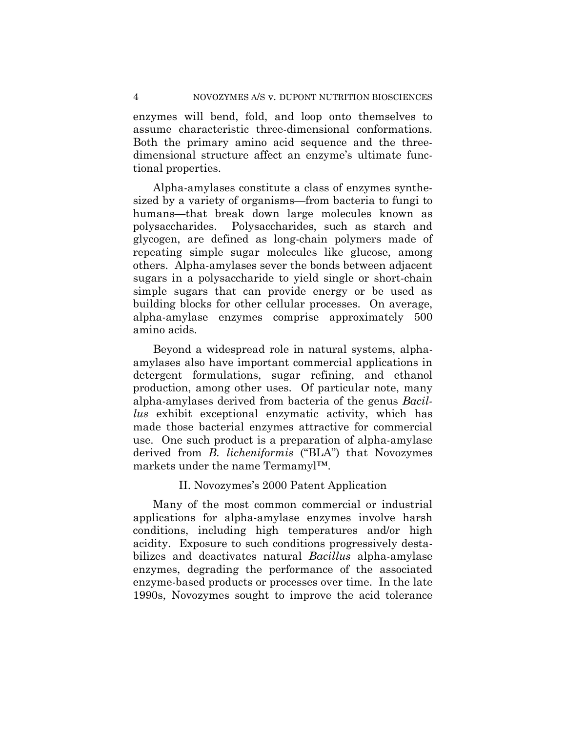enzymes will bend, fold, and loop onto themselves to assume characteristic three-dimensional conformations. Both the primary amino acid sequence and the three-dimensional structure affect an enzyme's ultimate functional properties.

Alpha-amylases constitute a class of enzymes synthesized by a variety of organisms—from bacteria to fungi to humans—that break down large molecules known as polysaccharides. Polysaccharides, such as starch and glycogen, are defined as long-chain polymers made of repeating simple sugar molecules like glucose, among others. Alpha-amylases sever the bonds between adjacent sugars in a polysaccharide to yield single or short-chain simple sugars that can provide energy or be used as building blocks for other cellular processes. On average, alpha-amylase enzymes comprise approximately 500 amino acids.

Beyond a widespread role in natural systems, alpha-amylases also have important commercial applications in detergent formulations, sugar refining, and ethanol production, among other uses. Of particular note, many alpha-amylases derived from bacteria of the genus *Bacillus* exhibit exceptional enzymatic activity, which has made those bacterial enzymes attractive for commercial use. One such product is a preparation of alpha-amylase derived from *B. licheniformis* ("BLA") that Novozymes markets under the name Termamyl™.

## II. Novozymes's 2000 Patent Application

Many of the most common commercial or industrial applications for alpha-amylase enzymes involve harsh conditions, including high temperatures and/or high acidity. Exposure to such conditions progressively destabilizes and deactivates natural *Bacillus* alpha-amylase enzymes, degrading the performance of the associated enzyme-based products or processes over time. In the late 1990s, Novozymes sought to improve the acid tolerance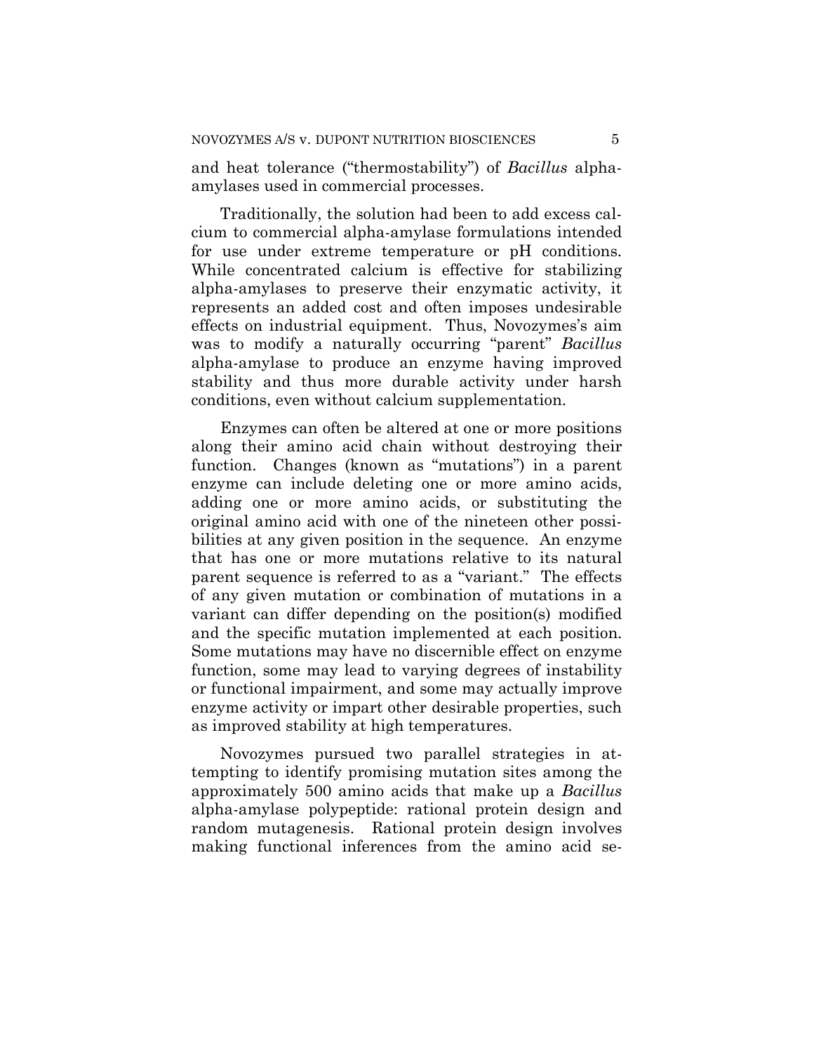and heat tolerance ("thermostability") of *Bacillus* alpha-amylases used in commercial processes.

Traditionally, the solution had been to add excess calcium to commercial alpha-amylase formulations intended for use under extreme temperature or pH conditions. While concentrated calcium is effective for stabilizing alpha-amylases to preserve their enzymatic activity, it represents an added cost and often imposes undesirable effects on industrial equipment. Thus, Novozymes's aim was to modify a naturally occurring "parent" *Bacillus* alpha-amylase to produce an enzyme having improved stability and thus more durable activity under harsh conditions, even without calcium supplementation.

Enzymes can often be altered at one or more positions along their amino acid chain without destroying their function. Changes (known as "mutations") in a parent enzyme can include deleting one or more amino acids, adding one or more amino acids, or substituting the original amino acid with one of the nineteen other possibilities at any given position in the sequence. An enzyme that has one or more mutations relative to its natural parent sequence is referred to as a "variant." The effects of any given mutation or combination of mutations in a variant can differ depending on the position(s) modified and the specific mutation implemented at each position. Some mutations may have no discernible effect on enzyme function, some may lead to varying degrees of instability or functional impairment, and some may actually improve enzyme activity or impart other desirable properties, such as improved stability at high temperatures.

Novozymes pursued two parallel strategies in attempting to identify promising mutation sites among the approximately 500 amino acids that make up a *Bacillus* alpha-amylase polypeptide: rational protein design and random mutagenesis. Rational protein design involves making functional inferences from the amino acid se-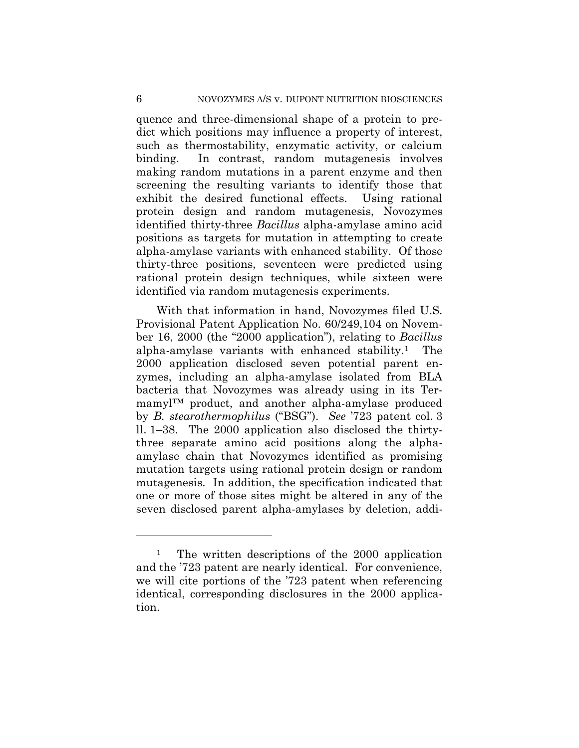quence and three-dimensional shape of a protein to predict which positions may influence a property of interest, such as thermostability, enzymatic activity, or calcium binding. In contrast, random mutagenesis involves making random mutations in a parent enzyme and then screening the resulting variants to identify those that exhibit the desired functional effects. Using rational protein design and random mutagenesis, Novozymes identified thirty-three *Bacillus* alpha-amylase amino acid positions as targets for mutation in attempting to create alpha-amylase variants with enhanced stability. Of those thirty-three positions, seventeen were predicted using rational protein design techniques, while sixteen were identified via random mutagenesis experiments.

With that information in hand, Novozymes filed U.S. Provisional Patent Application No. 60/249,104 on November 16, 2000 (the "2000 application"), relating to *Bacillus* alpha-amylase variants with enhanced stability.[1] The 2000 application disclosed seven potential parent enzymes, including an alpha-amylase isolated from BLA bacteria that Novozymes was already using in its Termamyl™ product, and another alpha-amylase produced by *B. stearothermophilus* ("BSG"). *See* '723 patent col. 3 ll. 1–38. The 2000 application also disclosed the thirty-three separate amino acid positions along the alpha-amylase chain that Novozymes identified as promising mutation targets using rational protein design or random mutagenesis. In addition, the specification indicated that one or more of those sites might be altered in any of the seven disclosed parent alpha-amylases by deletion, addi-

---

[1] The written descriptions of the 2000 application and the '723 patent are nearly identical. For convenience, we will cite portions of the '723 patent when referencing identical, corresponding disclosures in the 2000 application.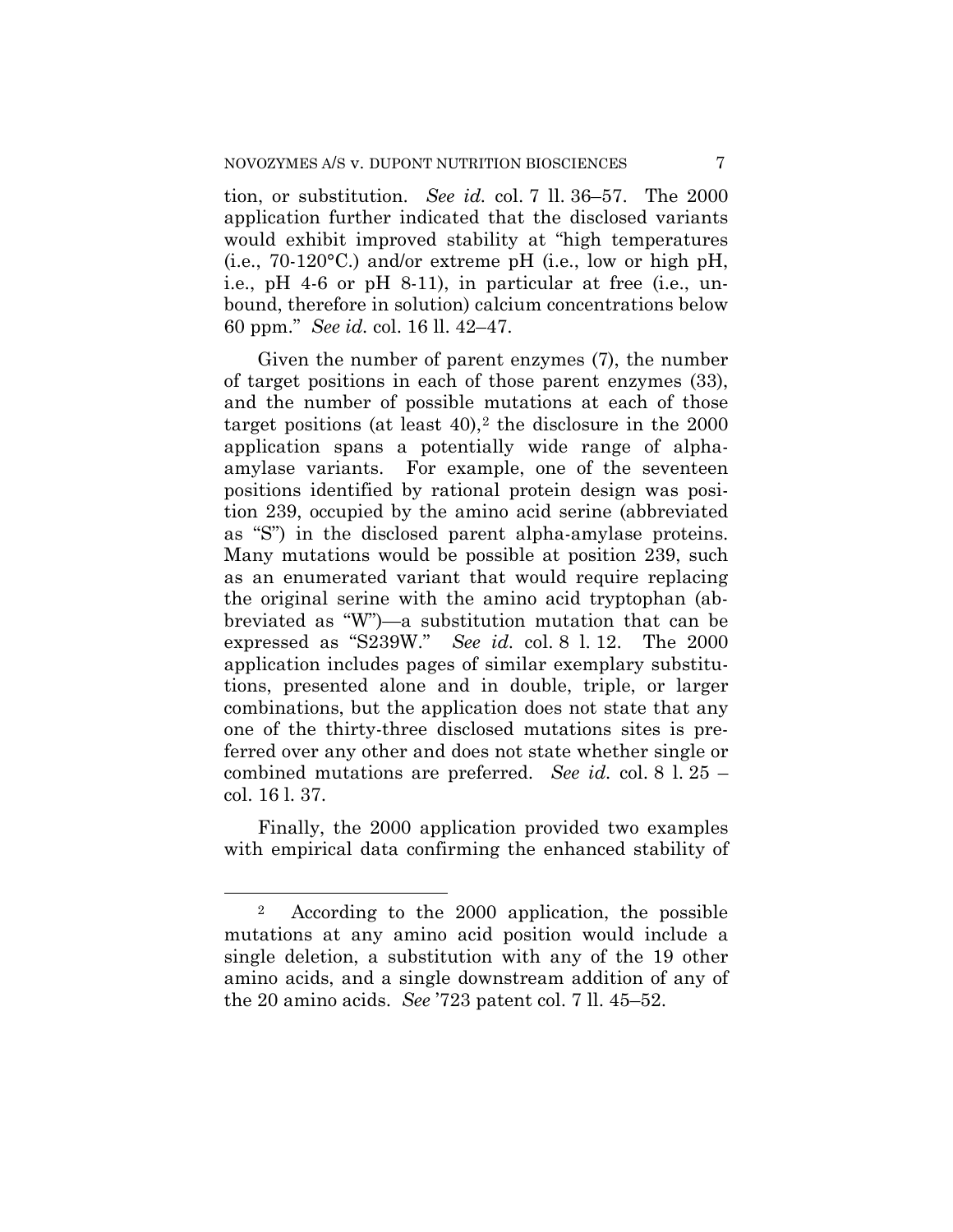tion, or substitution. *See id.* col. 7 ll. 36–57. The 2000 application further indicated that the disclosed variants would exhibit improved stability at "high temperatures (i.e., 70-120°C.) and/or extreme pH (i.e., low or high pH, i.e., pH 4-6 or pH 8-11), in particular at free (i.e., unbound, therefore in solution) calcium concentrations below 60 ppm." *See id.* col. 16 ll. 42–47.

Given the number of parent enzymes (7), the number of target positions in each of those parent enzymes (33), and the number of possible mutations at each of those target positions (at least 40),[2] the disclosure in the 2000 application spans a potentially wide range of alpha-amylase variants. For example, one of the seventeen positions identified by rational protein design was position 239, occupied by the amino acid serine (abbreviated as "S") in the disclosed parent alpha-amylase proteins. Many mutations would be possible at position 239, such as an enumerated variant that would require replacing the original serine with the amino acid tryptophan (abbreviated as "W")—a substitution mutation that can be expressed as "S239W." *See id.* col. 8 l. 12. The 2000 application includes pages of similar exemplary substitutions, presented alone and in double, triple, or larger combinations, but the application does not state that any one of the thirty-three disclosed mutations sites is preferred over any other and does not state whether single or combined mutations are preferred. *See id.* col. 8 l. 25 – col. 16 l. 37.

Finally, the 2000 application provided two examples with empirical data confirming the enhanced stability of

---

[2] According to the 2000 application, the possible mutations at any amino acid position would include a single deletion, a substitution with any of the 19 other amino acids, and a single downstream addition of any of the 20 amino acids. *See* '723 patent col. 7 ll. 45–52.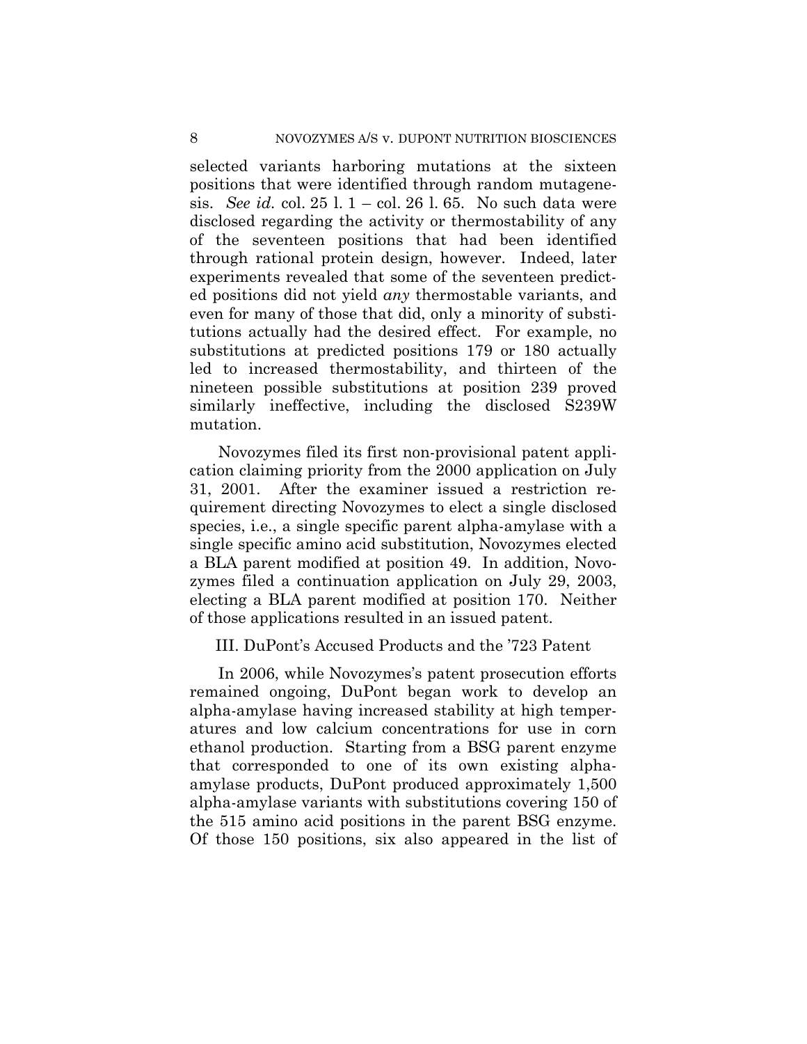selected variants harboring mutations at the sixteen positions that were identified through random mutagenesis. *See id.* col. 25 l. 1 – col. 26 l. 65. No such data were disclosed regarding the activity or thermostability of any of the seventeen positions that had been identified through rational protein design, however. Indeed, later experiments revealed that some of the seventeen predicted positions did not yield *any* thermostable variants, and even for many of those that did, only a minority of substitutions actually had the desired effect. For example, no substitutions at predicted positions 179 or 180 actually led to increased thermostability, and thirteen of the nineteen possible substitutions at position 239 proved similarly ineffective, including the disclosed S239W mutation.

Novozymes filed its first non-provisional patent application claiming priority from the 2000 application on July 31, 2001. After the examiner issued a restriction requirement directing Novozymes to elect a single disclosed species, i.e., a single specific parent alpha-amylase with a single specific amino acid substitution, Novozymes elected a BLA parent modified at position 49. In addition, Novozymes filed a continuation application on July 29, 2003, electing a BLA parent modified at position 170. Neither of those applications resulted in an issued patent.

## III. DuPont's Accused Products and the '723 Patent

In 2006, while Novozymes's patent prosecution efforts remained ongoing, DuPont began work to develop an alpha-amylase having increased stability at high temperatures and low calcium concentrations for use in corn ethanol production. Starting from a BSG parent enzyme that corresponded to one of its own existing alpha-amylase products, DuPont produced approximately 1,500 alpha-amylase variants with substitutions covering 150 of the 515 amino acid positions in the parent BSG enzyme. Of those 150 positions, six also appeared in the list of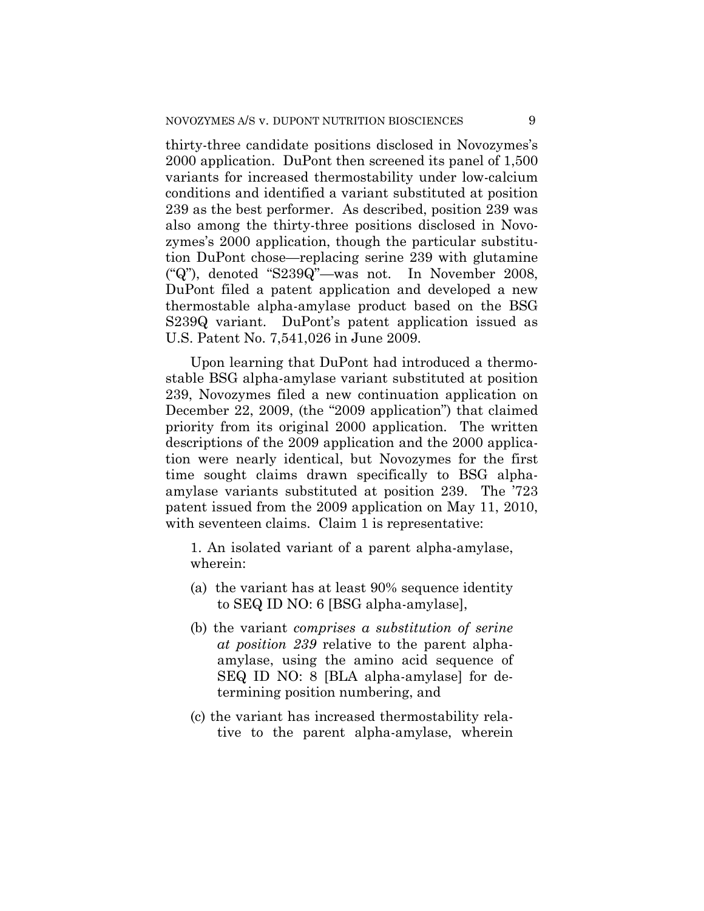thirty-three candidate positions disclosed in Novozymes's 2000 application. DuPont then screened its panel of 1,500 variants for increased thermostability under low-calcium conditions and identified a variant substituted at position 239 as the best performer. As described, position 239 was also among the thirty-three positions disclosed in Novozymes's 2000 application, though the particular substitution DuPont chose—replacing serine 239 with glutamine ("Q"), denoted "S239Q"—was not. In November 2008, DuPont filed a patent application and developed a new thermostable alpha-amylase product based on the BSG S239Q variant. DuPont's patent application issued as U.S. Patent No. 7,541,026 in June 2009.

Upon learning that DuPont had introduced a thermostable BSG alpha-amylase variant substituted at position 239, Novozymes filed a new continuation application on December 22, 2009, (the "2009 application") that claimed priority from its original 2000 application. The written descriptions of the 2009 application and the 2000 application were nearly identical, but Novozymes for the first time sought claims drawn specifically to BSG alpha-amylase variants substituted at position 239. The '723 patent issued from the 2009 application on May 11, 2010, with seventeen claims. Claim 1 is representative:

> 1. An isolated variant of a parent alpha-amylase, wherein:
>
> (a) the variant has at least 90% sequence identity to SEQ ID NO: 6 [BSG alpha-amylase],
>
> (b) the variant *comprises a substitution of serine at position 239* relative to the parent alpha-amylase, using the amino acid sequence of SEQ ID NO: 8 [BLA alpha-amylase] for determining position numbering, and
>
> (c) the variant has increased thermostability relative to the parent alpha-amylase, wherein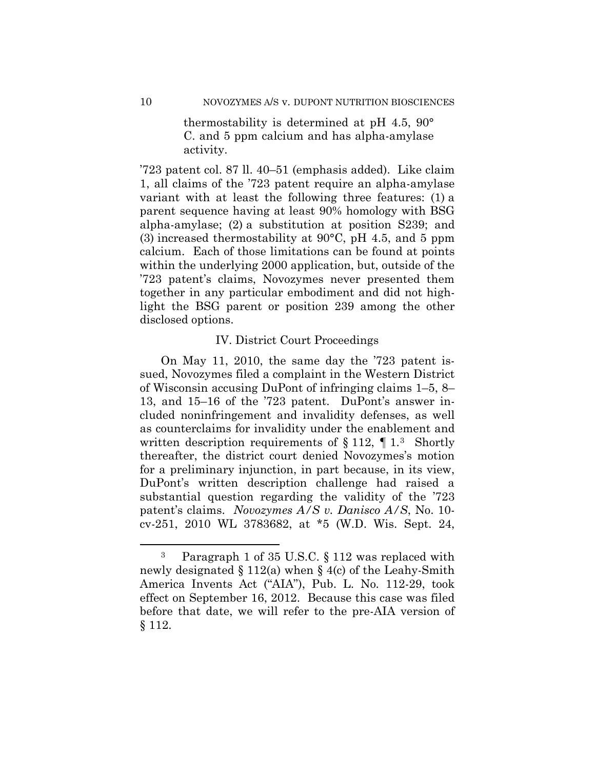thermostability is determined at pH 4.5, 90° C. and 5 ppm calcium and has alpha-amylase activity.

'723 patent col. 87 ll. 40–51 (emphasis added). Like claim 1, all claims of the '723 patent require an alpha-amylase variant with at least the following three features: (1) a parent sequence having at least 90% homology with BSG alpha-amylase; (2) a substitution at position S239; and (3) increased thermostability at 90°C, pH 4.5, and 5 ppm calcium. Each of those limitations can be found at points within the underlying 2000 application, but, outside of the '723 patent's claims, Novozymes never presented them together in any particular embodiment and did not highlight the BSG parent or position 239 among the other disclosed options.

## IV. District Court Proceedings

On May 11, 2010, the same day the '723 patent issued, Novozymes filed a complaint in the Western District of Wisconsin accusing DuPont of infringing claims 1–5, 8–13, and 15–16 of the '723 patent. DuPont's answer included noninfringement and invalidity defenses, as well as counterclaims for invalidity under the enablement and written description requirements of § 112, ¶ 1.[3] Shortly thereafter, the district court denied Novozymes's motion for a preliminary injunction, in part because, in its view, DuPont's written description challenge had raised a substantial question regarding the validity of the '723 patent's claims. *Novozymes A/S v. Danisco A/S*, No. 10-cv-251, 2010 WL 3783682, at *5 (W.D. Wis. Sept. 24,

---

[3] Paragraph 1 of 35 U.S.C. § 112 was replaced with newly designated § 112(a) when § 4(c) of the Leahy-Smith America Invents Act ("AIA"), Pub. L. No. 112-29, took effect on September 16, 2012. Because this case was filed before that date, we will refer to the pre-AIA version of § 112.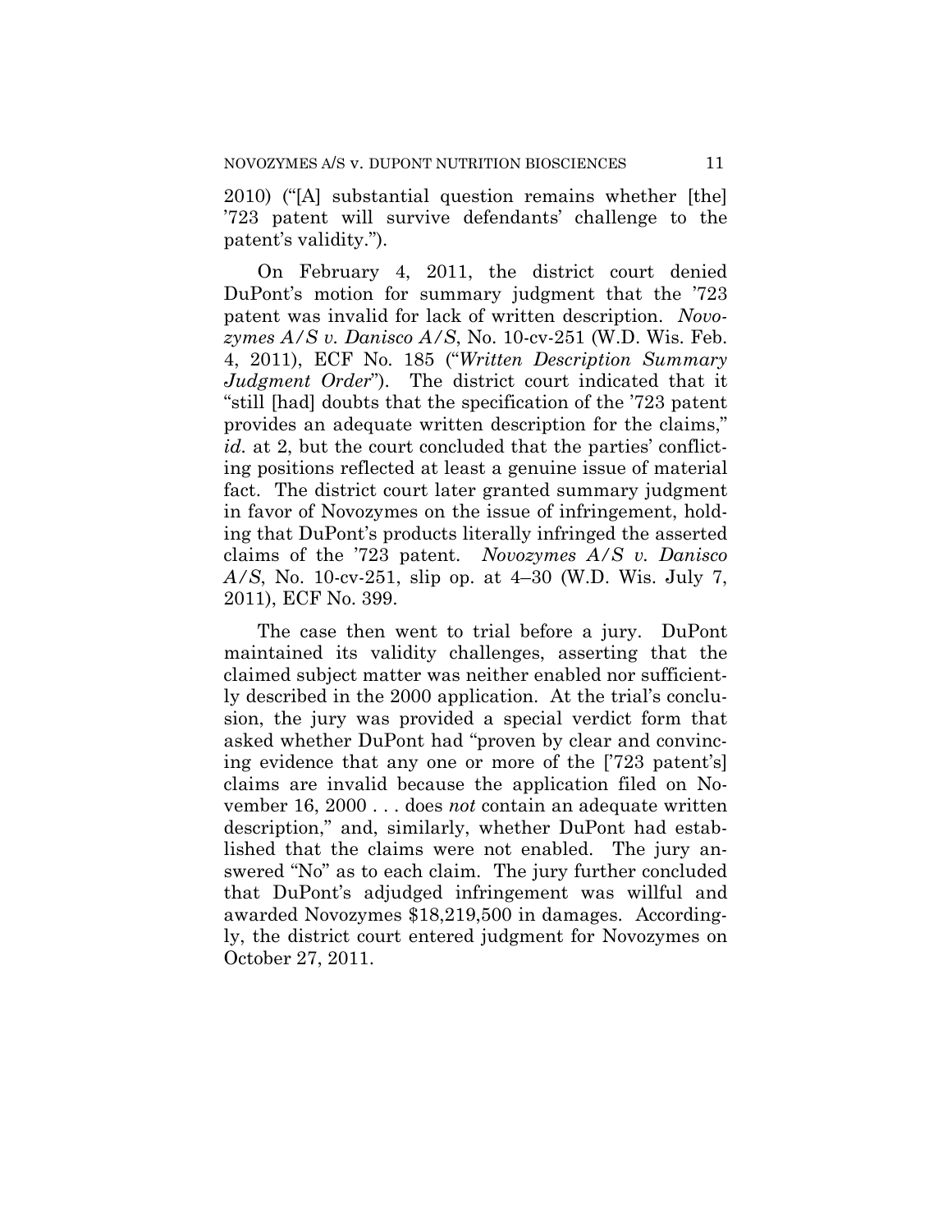2010) ("[A] substantial question remains whether [the] '723 patent will survive defendants' challenge to the patent's validity.").

On February 4, 2011, the district court denied DuPont's motion for summary judgment that the '723 patent was invalid for lack of written description. *Novozymes A/S v. Danisco A/S*, No. 10-cv-251 (W.D. Wis. Feb. 4, 2011), ECF No. 185 ("*Written Description Summary Judgment Order*"). The district court indicated that it "still [had] doubts that the specification of the '723 patent provides an adequate written description for the claims," *id.* at 2, but the court concluded that the parties' conflicting positions reflected at least a genuine issue of material fact. The district court later granted summary judgment in favor of Novozymes on the issue of infringement, holding that DuPont's products literally infringed the asserted claims of the '723 patent. *Novozymes A/S v. Danisco A/S*, No. 10-cv-251, slip op. at 4–30 (W.D. Wis. July 7, 2011), ECF No. 399.

The case then went to trial before a jury. DuPont maintained its validity challenges, asserting that the claimed subject matter was neither enabled nor sufficiently described in the 2000 application. At the trial's conclusion, the jury was provided a special verdict form that asked whether DuPont had "proven by clear and convincing evidence that any one or more of the ['723 patent's] claims are invalid because the application filed on November 16, 2000 . . . does *not* contain an adequate written description," and, similarly, whether DuPont had established that the claims were not enabled. The jury answered "No" as to each claim. The jury further concluded that DuPont's adjudged infringement was willful and awarded Novozymes $18,219,500 in damages. Accordingly, the district court entered judgment for Novozymes on October 27, 2011.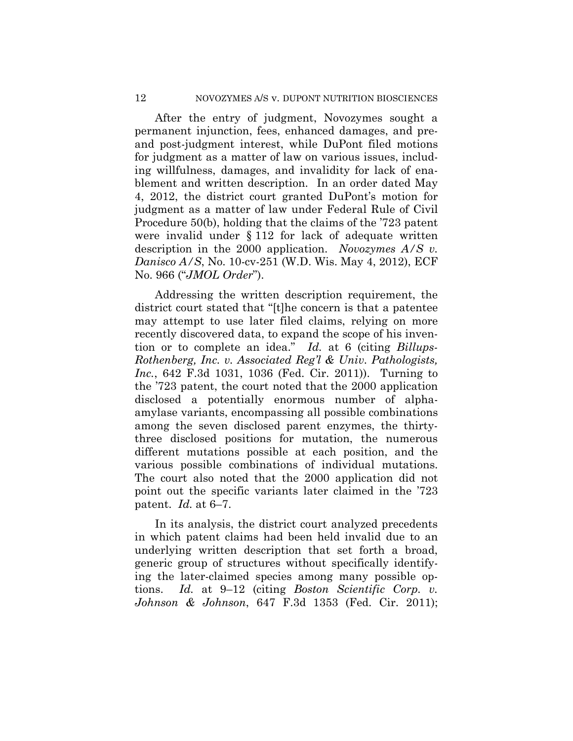After the entry of judgment, Novozymes sought a permanent injunction, fees, enhanced damages, and pre- and post-judgment interest, while DuPont filed motions for judgment as a matter of law on various issues, including willfulness, damages, and invalidity for lack of enablement and written description. In an order dated May 4, 2012, the district court granted DuPont's motion for judgment as a matter of law under Federal Rule of Civil Procedure 50(b), holding that the claims of the '723 patent were invalid under § 112 for lack of adequate written description in the 2000 application. *Novozymes A/S v. Danisco A/S*, No. 10-cv-251 (W.D. Wis. May 4, 2012), ECF No. 966 ("*JMOL Order*").

Addressing the written description requirement, the district court stated that "[t]he concern is that a patentee may attempt to use later filed claims, relying on more recently discovered data, to expand the scope of his invention or to complete an idea." *Id.* at 6 (citing *Billups-Rothenberg, Inc. v. Associated Reg'l & Univ. Pathologists, Inc.*, 642 F.3d 1031, 1036 (Fed. Cir. 2011)). Turning to the '723 patent, the court noted that the 2000 application disclosed a potentially enormous number of alpha-amylase variants, encompassing all possible combinations among the seven disclosed parent enzymes, the thirty-three disclosed positions for mutation, the numerous different mutations possible at each position, and the various possible combinations of individual mutations. The court also noted that the 2000 application did not point out the specific variants later claimed in the '723 patent. *Id.* at 6–7.

In its analysis, the district court analyzed precedents in which patent claims had been held invalid due to an underlying written description that set forth a broad, generic group of structures without specifically identifying the later-claimed species among many possible options. *Id.* at 9–12 (citing *Boston Scientific Corp. v. Johnson & Johnson*, 647 F.3d 1353 (Fed. Cir. 2011);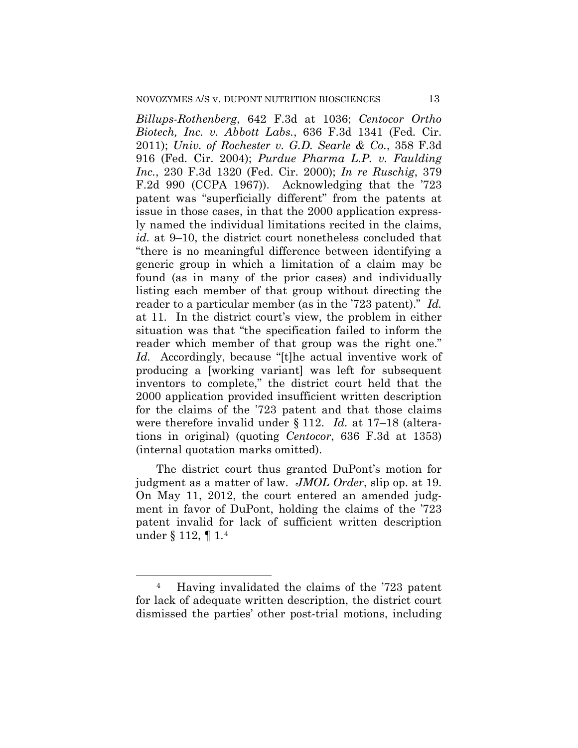*Billups-Rothenberg*, 642 F.3d at 1036; *Centocor Ortho Biotech, Inc. v. Abbott Labs.*, 636 F.3d 1341 (Fed. Cir. 2011); *Univ. of Rochester v. G.D. Searle & Co.*, 358 F.3d 916 (Fed. Cir. 2004); *Purdue Pharma L.P. v. Faulding Inc.*, 230 F.3d 1320 (Fed. Cir. 2000); *In re Ruschig*, 379 F.2d 990 (CCPA 1967)). Acknowledging that the '723 patent was "superficially different" from the patents at issue in those cases, in that the 2000 application expressly named the individual limitations recited in the claims, *id.* at 9–10, the district court nonetheless concluded that "there is no meaningful difference between identifying a generic group in which a limitation of a claim may be found (as in many of the prior cases) and individually listing each member of that group without directing the reader to a particular member (as in the '723 patent)." *Id.* at 11. In the district court's view, the problem in either situation was that "the specification failed to inform the reader which member of that group was the right one." *Id.* Accordingly, because "[t]he actual inventive work of producing a [working variant] was left for subsequent inventors to complete," the district court held that the 2000 application provided insufficient written description for the claims of the '723 patent and that those claims were therefore invalid under § 112. *Id.* at 17–18 (alterations in original) (quoting *Centocor*, 636 F.3d at 1353) (internal quotation marks omitted).

The district court thus granted DuPont's motion for judgment as a matter of law. *JMOL Order*, slip op. at 19. On May 11, 2012, the court entered an amended judgment in favor of DuPont, holding the claims of the '723 patent invalid for lack of sufficient written description under § 112, ¶ 1.[4]

[4] Having invalidated the claims of the '723 patent for lack of adequate written description, the district court dismissed the parties' other post-trial motions, including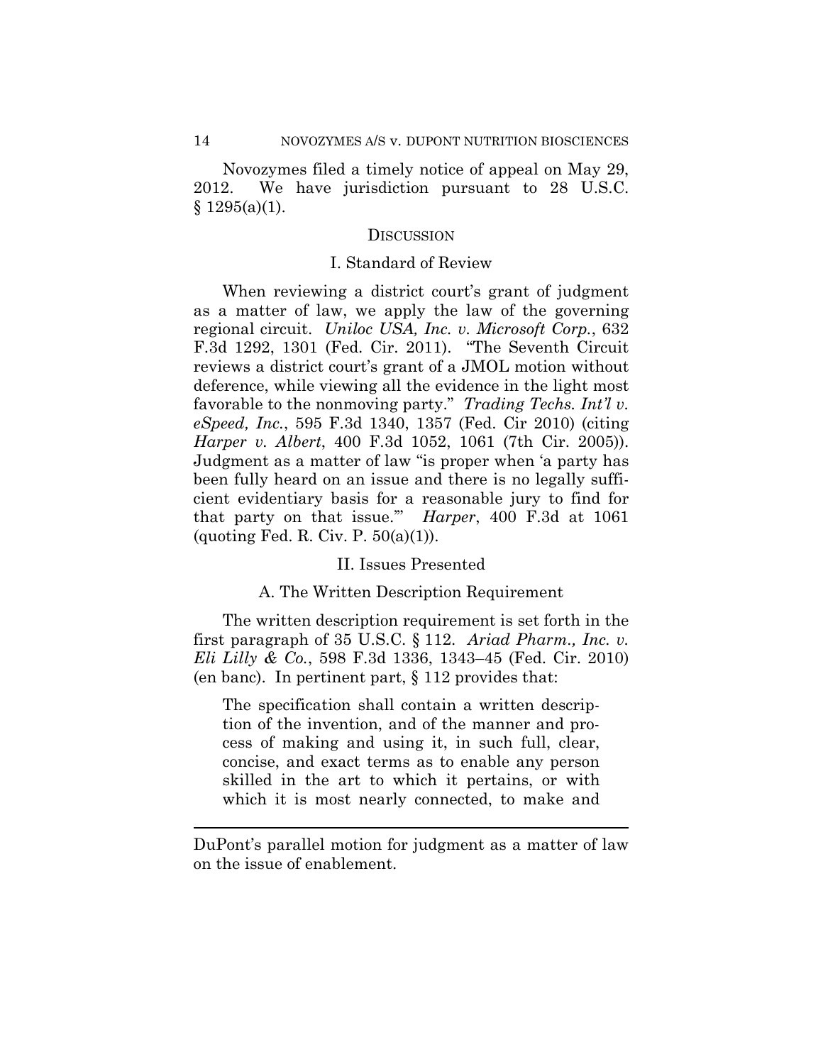Novozymes filed a timely notice of appeal on May 29, 2012. We have jurisdiction pursuant to 28 U.S.C. § 1295(a)(1).

## DISCUSSION

### I. Standard of Review

When reviewing a district court's grant of judgment as a matter of law, we apply the law of the governing regional circuit. *Uniloc USA, Inc. v. Microsoft Corp.*, 632 F.3d 1292, 1301 (Fed. Cir. 2011). "The Seventh Circuit reviews a district court's grant of a JMOL motion without deference, while viewing all the evidence in the light most favorable to the nonmoving party." *Trading Techs. Int'l v. eSpeed, Inc.*, 595 F.3d 1340, 1357 (Fed. Cir 2010) (citing *Harper v. Albert*, 400 F.3d 1052, 1061 (7th Cir. 2005)). Judgment as a matter of law "is proper when 'a party has been fully heard on an issue and there is no legally sufficient evidentiary basis for a reasonable jury to find for that party on that issue.'" *Harper*, 400 F.3d at 1061 (quoting Fed. R. Civ. P. 50(a)(1)).

### II. Issues Presented

#### A. The Written Description Requirement

The written description requirement is set forth in the first paragraph of 35 U.S.C. § 112. *Ariad Pharm., Inc. v. Eli Lilly & Co.*, 598 F.3d 1336, 1343–45 (Fed. Cir. 2010) (en banc). In pertinent part, § 112 provides that:

> The specification shall contain a written description of the invention, and of the manner and process of making and using it, in such full, clear, concise, and exact terms as to enable any person skilled in the art to which it pertains, or with which it is most nearly connected, to make and

---

DuPont's parallel motion for judgment as a matter of law on the issue of enablement.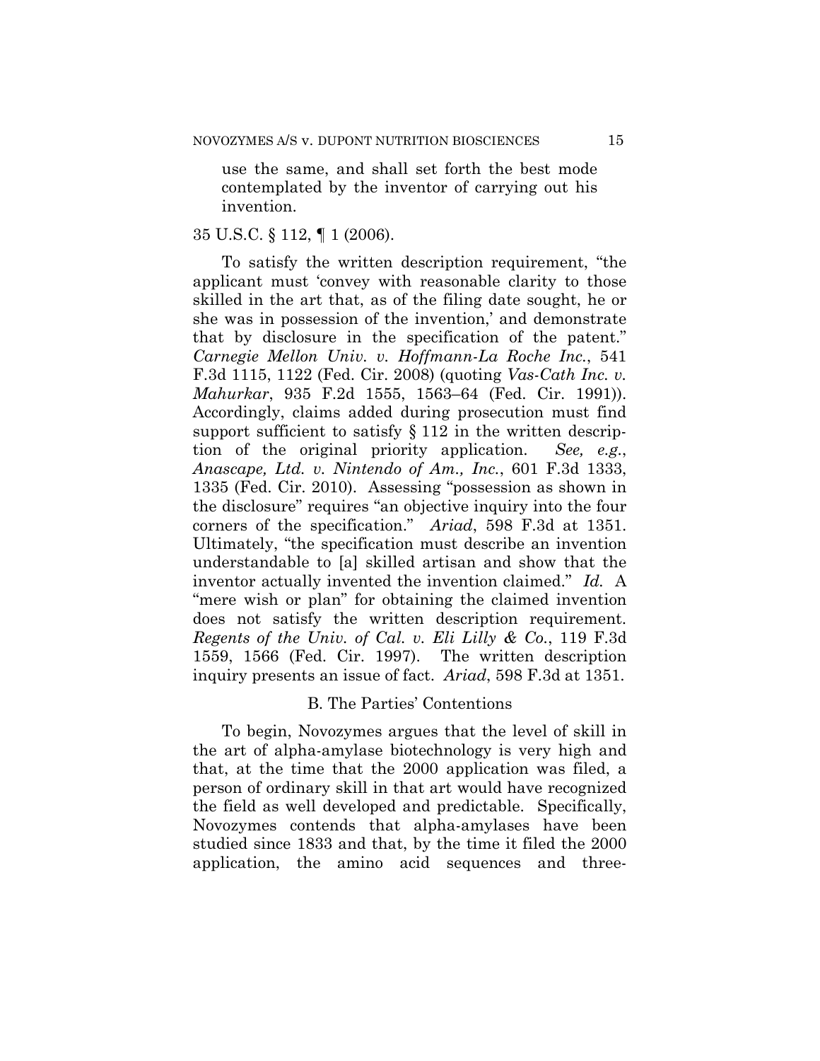use the same, and shall set forth the best mode contemplated by the inventor of carrying out his invention.

35 U.S.C. § 112, ¶ 1 (2006).

To satisfy the written description requirement, "the applicant must 'convey with reasonable clarity to those skilled in the art that, as of the filing date sought, he or she was in possession of the invention,' and demonstrate that by disclosure in the specification of the patent." *Carnegie Mellon Univ. v. Hoffmann-La Roche Inc.*, 541 F.3d 1115, 1122 (Fed. Cir. 2008) (quoting *Vas-Cath Inc. v. Mahurkar*, 935 F.2d 1555, 1563–64 (Fed. Cir. 1991)). Accordingly, claims added during prosecution must find support sufficient to satisfy § 112 in the written description of the original priority application. *See, e.g.*, *Anascape, Ltd. v. Nintendo of Am., Inc.*, 601 F.3d 1333, 1335 (Fed. Cir. 2010). Assessing "possession as shown in the disclosure" requires "an objective inquiry into the four corners of the specification." *Ariad*, 598 F.3d at 1351. Ultimately, "the specification must describe an invention understandable to [a] skilled artisan and show that the inventor actually invented the invention claimed." *Id.* A "mere wish or plan" for obtaining the claimed invention does not satisfy the written description requirement. *Regents of the Univ. of Cal. v. Eli Lilly & Co.*, 119 F.3d 1559, 1566 (Fed. Cir. 1997). The written description inquiry presents an issue of fact. *Ariad*, 598 F.3d at 1351.

### B. The Parties' Contentions

To begin, Novozymes argues that the level of skill in the art of alpha-amylase biotechnology is very high and that, at the time that the 2000 application was filed, a person of ordinary skill in that art would have recognized the field as well developed and predictable. Specifically, Novozymes contends that alpha-amylases have been studied since 1833 and that, by the time it filed the 2000 application, the amino acid sequences and three-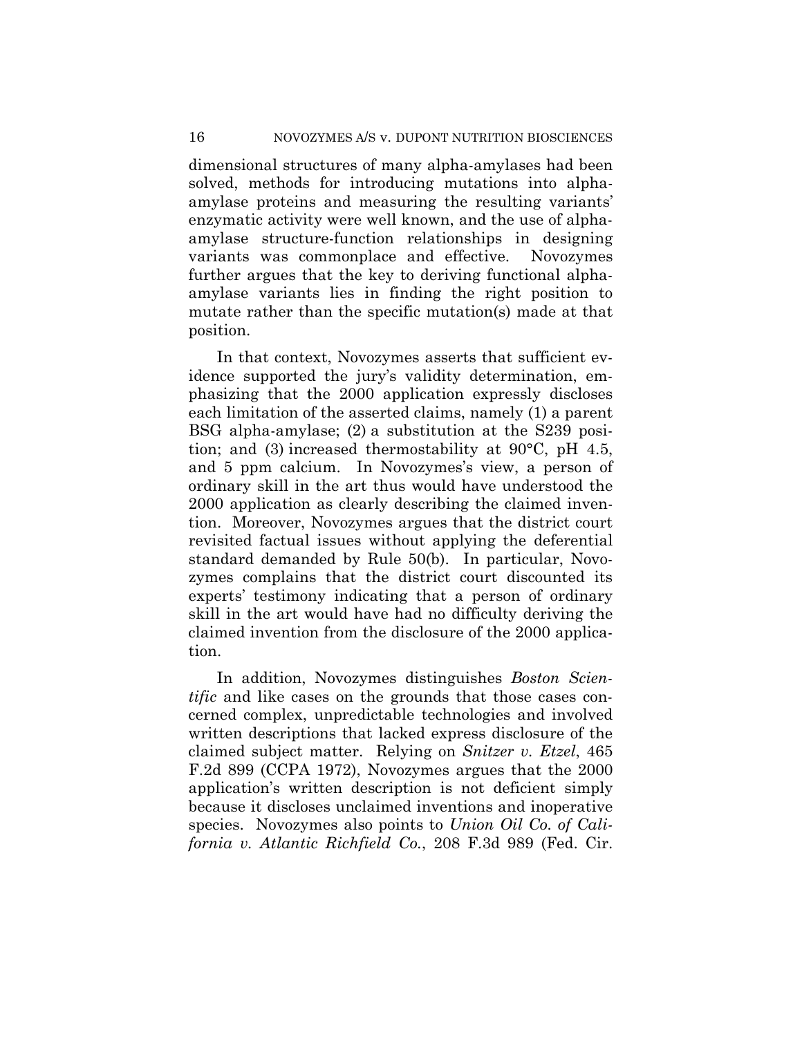dimensional structures of many alpha-amylases had been solved, methods for introducing mutations into alpha-amylase proteins and measuring the resulting variants' enzymatic activity were well known, and the use of alpha-amylase structure-function relationships in designing variants was commonplace and effective. Novozymes further argues that the key to deriving functional alpha-amylase variants lies in finding the right position to mutate rather than the specific mutation(s) made at that position.

In that context, Novozymes asserts that sufficient evidence supported the jury's validity determination, emphasizing that the 2000 application expressly discloses each limitation of the asserted claims, namely (1) a parent BSG alpha-amylase; (2) a substitution at the S239 position; and (3) increased thermostability at 90°C, pH 4.5, and 5 ppm calcium. In Novozymes's view, a person of ordinary skill in the art thus would have understood the 2000 application as clearly describing the claimed invention. Moreover, Novozymes argues that the district court revisited factual issues without applying the deferential standard demanded by Rule 50(b). In particular, Novozymes complains that the district court discounted its experts' testimony indicating that a person of ordinary skill in the art would have had no difficulty deriving the claimed invention from the disclosure of the 2000 application.

In addition, Novozymes distinguishes *Boston Scientific* and like cases on the grounds that those cases concerned complex, unpredictable technologies and involved written descriptions that lacked express disclosure of the claimed subject matter. Relying on *Snitzer v. Etzel*, 465 F.2d 899 (CCPA 1972), Novozymes argues that the 2000 application's written description is not deficient simply because it discloses unclaimed inventions and inoperative species. Novozymes also points to *Union Oil Co. of California v. Atlantic Richfield Co.*, 208 F.3d 989 (Fed. Cir.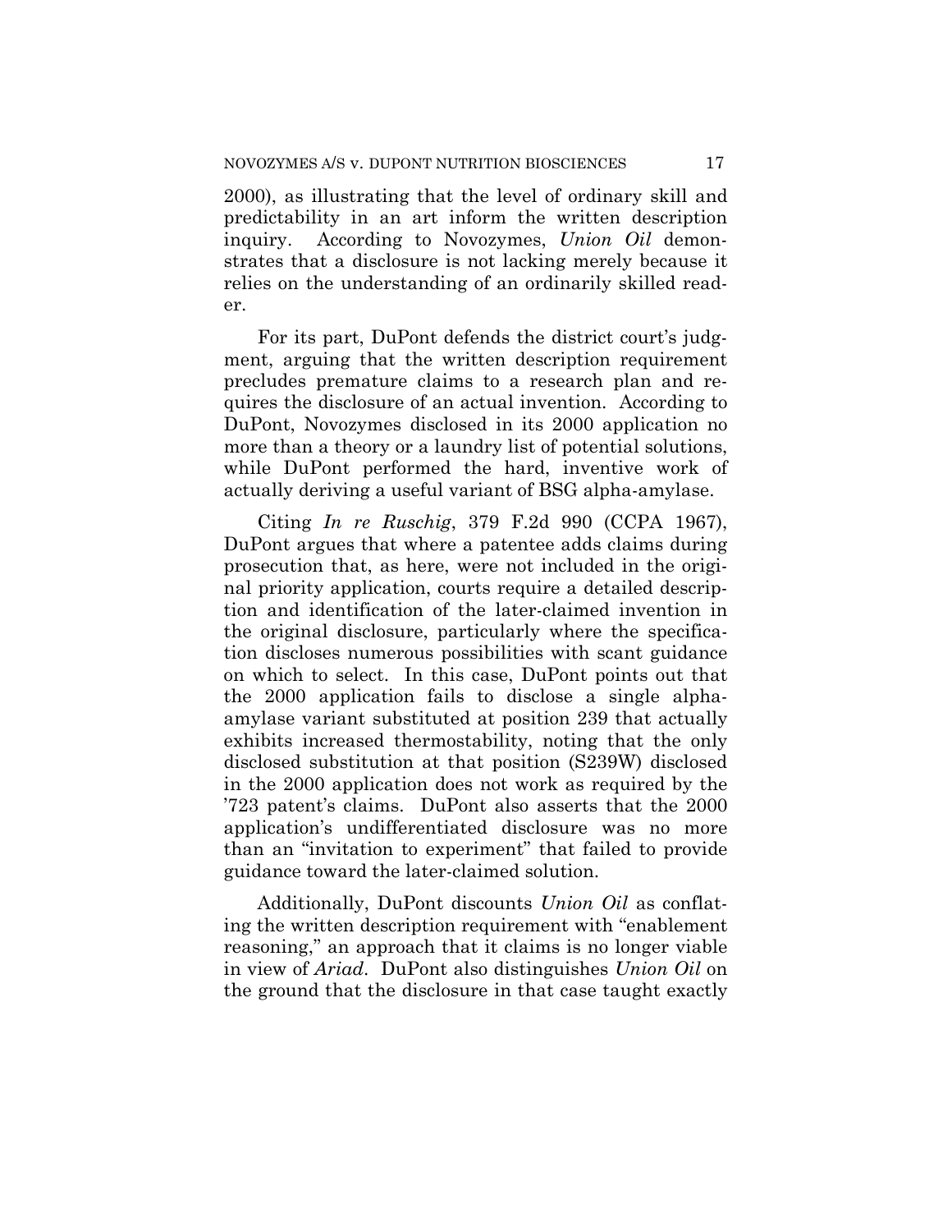2000), as illustrating that the level of ordinary skill and predictability in an art inform the written description inquiry. According to Novozymes, *Union Oil* demonstrates that a disclosure is not lacking merely because it relies on the understanding of an ordinarily skilled reader.

For its part, DuPont defends the district court's judgment, arguing that the written description requirement precludes premature claims to a research plan and requires the disclosure of an actual invention. According to DuPont, Novozymes disclosed in its 2000 application no more than a theory or a laundry list of potential solutions, while DuPont performed the hard, inventive work of actually deriving a useful variant of BSG alpha-amylase.

Citing *In re Ruschig*, 379 F.2d 990 (CCPA 1967), DuPont argues that where a patentee adds claims during prosecution that, as here, were not included in the original priority application, courts require a detailed description and identification of the later-claimed invention in the original disclosure, particularly where the specification discloses numerous possibilities with scant guidance on which to select. In this case, DuPont points out that the 2000 application fails to disclose a single alpha-amylase variant substituted at position 239 that actually exhibits increased thermostability, noting that the only disclosed substitution at that position (S239W) disclosed in the 2000 application does not work as required by the '723 patent's claims. DuPont also asserts that the 2000 application's undifferentiated disclosure was no more than an "invitation to experiment" that failed to provide guidance toward the later-claimed solution.

Additionally, DuPont discounts *Union Oil* as conflating the written description requirement with "enablement reasoning," an approach that it claims is no longer viable in view of *Ariad*. DuPont also distinguishes *Union Oil* on the ground that the disclosure in that case taught exactly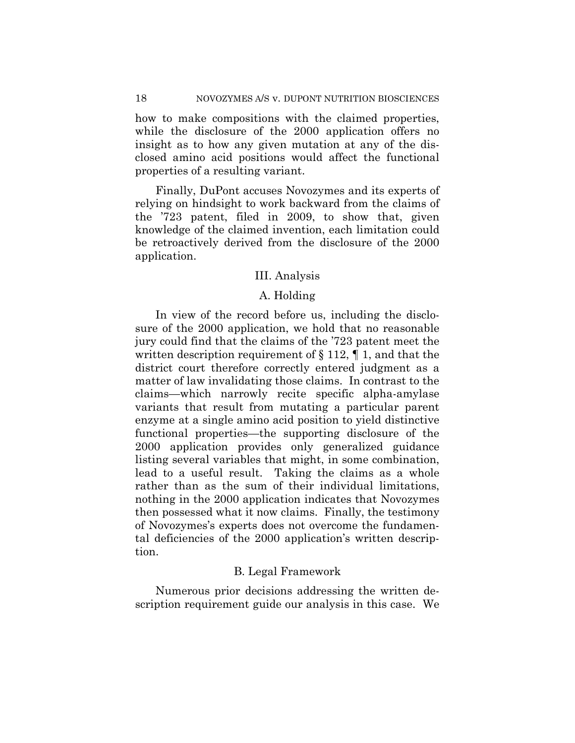how to make compositions with the claimed properties, while the disclosure of the 2000 application offers no insight as to how any given mutation at any of the disclosed amino acid positions would affect the functional properties of a resulting variant.

Finally, DuPont accuses Novozymes and its experts of relying on hindsight to work backward from the claims of the '723 patent, filed in 2009, to show that, given knowledge of the claimed invention, each limitation could be retroactively derived from the disclosure of the 2000 application.

## III. Analysis

### A. Holding

In view of the record before us, including the disclosure of the 2000 application, we hold that no reasonable jury could find that the claims of the '723 patent meet the written description requirement of § 112, ¶ 1, and that the district court therefore correctly entered judgment as a matter of law invalidating those claims. In contrast to the claims—which narrowly recite specific alpha-amylase variants that result from mutating a particular parent enzyme at a single amino acid position to yield distinctive functional properties—the supporting disclosure of the 2000 application provides only generalized guidance listing several variables that might, in some combination, lead to a useful result. Taking the claims as a whole rather than as the sum of their individual limitations, nothing in the 2000 application indicates that Novozymes then possessed what it now claims. Finally, the testimony of Novozymes's experts does not overcome the fundamental deficiencies of the 2000 application's written description.

### B. Legal Framework

Numerous prior decisions addressing the written description requirement guide our analysis in this case. We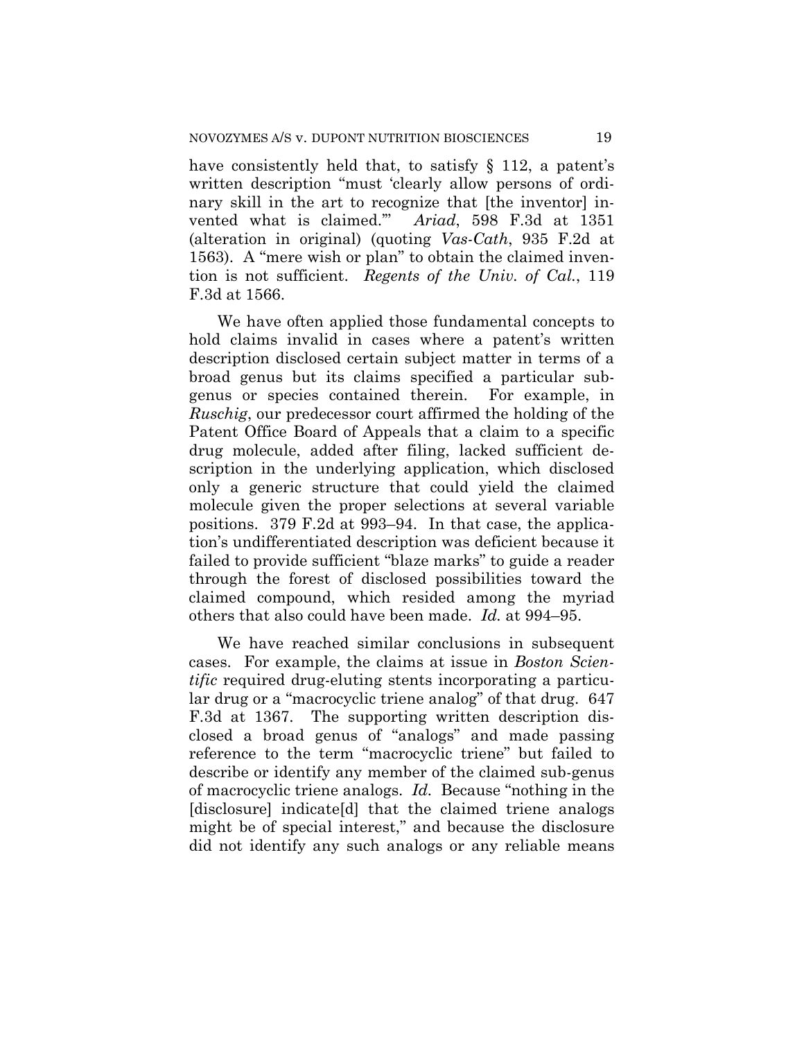have consistently held that, to satisfy § 112, a patent's written description "must 'clearly allow persons of ordinary skill in the art to recognize that [the inventor] invented what is claimed.'" *Ariad*, 598 F.3d at 1351 (alteration in original) (quoting *Vas-Cath*, 935 F.2d at 1563). A "mere wish or plan" to obtain the claimed invention is not sufficient. *Regents of the Univ. of Cal.*, 119 F.3d at 1566.

We have often applied those fundamental concepts to hold claims invalid in cases where a patent's written description disclosed certain subject matter in terms of a broad genus but its claims specified a particular subgenus or species contained therein. For example, in *Ruschig*, our predecessor court affirmed the holding of the Patent Office Board of Appeals that a claim to a specific drug molecule, added after filing, lacked sufficient description in the underlying application, which disclosed only a generic structure that could yield the claimed molecule given the proper selections at several variable positions. 379 F.2d at 993–94. In that case, the application's undifferentiated description was deficient because it failed to provide sufficient "blaze marks" to guide a reader through the forest of disclosed possibilities toward the claimed compound, which resided among the myriad others that also could have been made. *Id.* at 994–95.

We have reached similar conclusions in subsequent cases. For example, the claims at issue in *Boston Scientific* required drug-eluting stents incorporating a particular drug or a "macrocyclic triene analog" of that drug. 647 F.3d at 1367. The supporting written description disclosed a broad genus of "analogs" and made passing reference to the term "macrocyclic triene" but failed to describe or identify any member of the claimed sub-genus of macrocyclic triene analogs. *Id.* Because "nothing in the [disclosure] indicate[d] that the claimed triene analogs might be of special interest," and because the disclosure did not identify any such analogs or any reliable means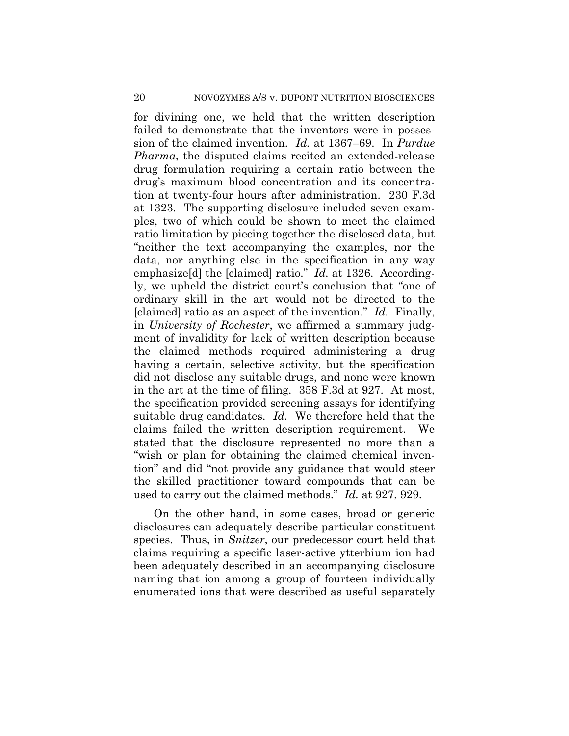for divining one, we held that the written description failed to demonstrate that the inventors were in possession of the claimed invention. *Id.* at 1367–69. In *Purdue Pharma*, the disputed claims recited an extended-release drug formulation requiring a certain ratio between the drug's maximum blood concentration and its concentration at twenty-four hours after administration. 230 F.3d at 1323. The supporting disclosure included seven examples, two of which could be shown to meet the claimed ratio limitation by piecing together the disclosed data, but "neither the text accompanying the examples, nor the data, nor anything else in the specification in any way emphasize[d] the [claimed] ratio." *Id.* at 1326. Accordingly, we upheld the district court's conclusion that "one of ordinary skill in the art would not be directed to the [claimed] ratio as an aspect of the invention." *Id.* Finally, in *University of Rochester*, we affirmed a summary judgment of invalidity for lack of written description because the claimed methods required administering a drug having a certain, selective activity, but the specification did not disclose any suitable drugs, and none were known in the art at the time of filing. 358 F.3d at 927. At most, the specification provided screening assays for identifying suitable drug candidates. *Id.* We therefore held that the claims failed the written description requirement. We stated that the disclosure represented no more than a "wish or plan for obtaining the claimed chemical invention" and did "not provide any guidance that would steer the skilled practitioner toward compounds that can be used to carry out the claimed methods." *Id.* at 927, 929.

On the other hand, in some cases, broad or generic disclosures can adequately describe particular constituent species. Thus, in *Snitzer*, our predecessor court held that claims requiring a specific laser-active ytterbium ion had been adequately described in an accompanying disclosure naming that ion among a group of fourteen individually enumerated ions that were described as useful separately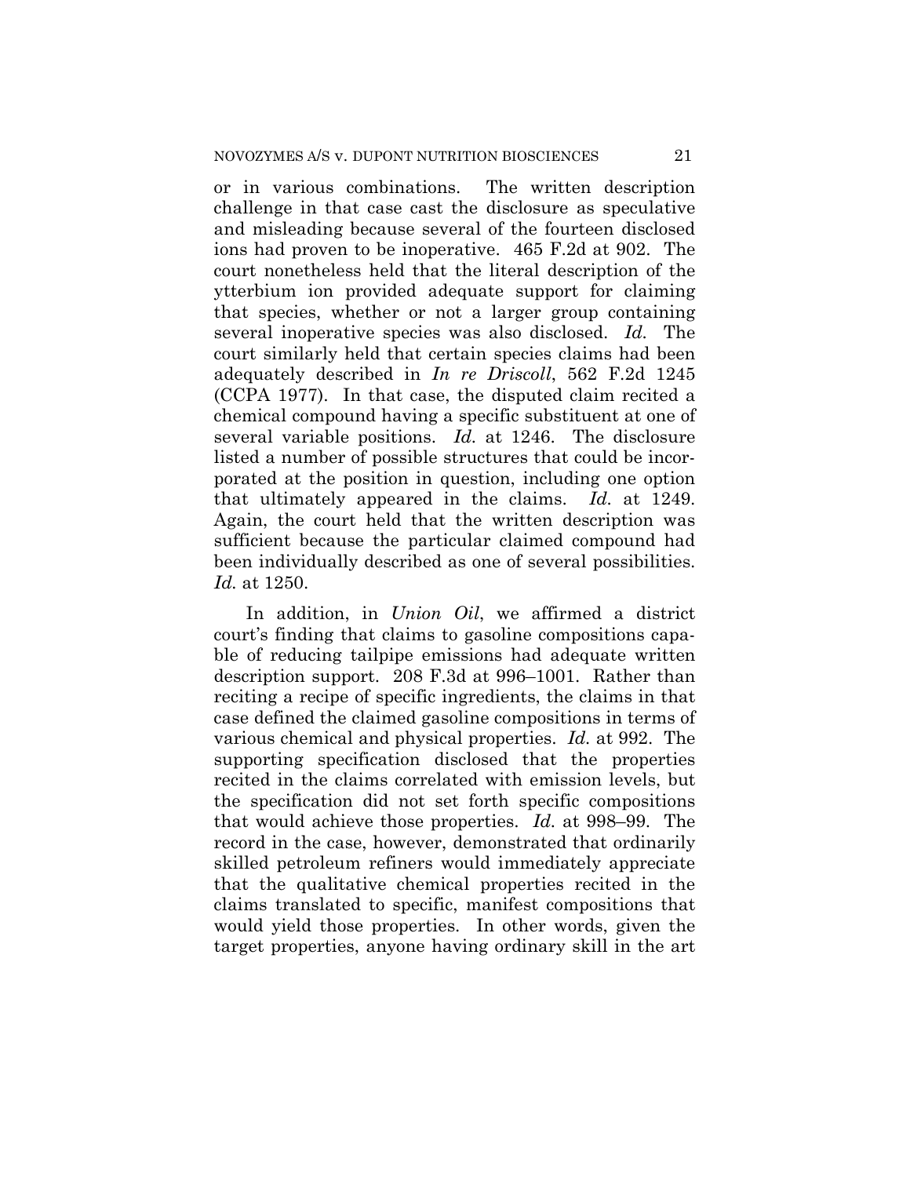or in various combinations. The written description challenge in that case cast the disclosure as speculative and misleading because several of the fourteen disclosed ions had proven to be inoperative. 465 F.2d at 902. The court nonetheless held that the literal description of the ytterbium ion provided adequate support for claiming that species, whether or not a larger group containing several inoperative species was also disclosed. *Id.* The court similarly held that certain species claims had been adequately described in *In re Driscoll*, 562 F.2d 1245 (CCPA 1977). In that case, the disputed claim recited a chemical compound having a specific substituent at one of several variable positions. *Id.* at 1246. The disclosure listed a number of possible structures that could be incorporated at the position in question, including one option that ultimately appeared in the claims. *Id.* at 1249. Again, the court held that the written description was sufficient because the particular claimed compound had been individually described as one of several possibilities. *Id.* at 1250.

In addition, in *Union Oil*, we affirmed a district court's finding that claims to gasoline compositions capable of reducing tailpipe emissions had adequate written description support. 208 F.3d at 996–1001. Rather than reciting a recipe of specific ingredients, the claims in that case defined the claimed gasoline compositions in terms of various chemical and physical properties. *Id.* at 992. The supporting specification disclosed that the properties recited in the claims correlated with emission levels, but the specification did not set forth specific compositions that would achieve those properties. *Id.* at 998–99. The record in the case, however, demonstrated that ordinarily skilled petroleum refiners would immediately appreciate that the qualitative chemical properties recited in the claims translated to specific, manifest compositions that would yield those properties. In other words, given the target properties, anyone having ordinary skill in the art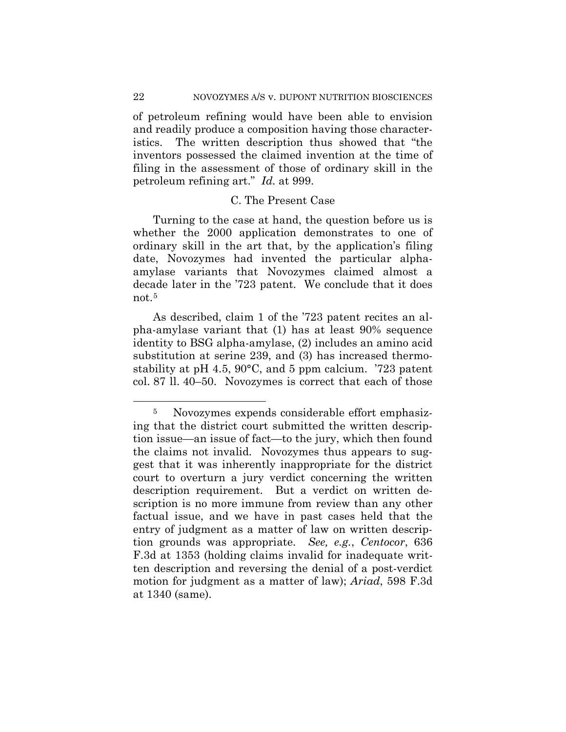of petroleum refining would have been able to envision and readily produce a composition having those characteristics. The written description thus showed that "the inventors possessed the claimed invention at the time of filing in the assessment of those of ordinary skill in the petroleum refining art." *Id.* at 999.

### C. The Present Case

Turning to the case at hand, the question before us is whether the 2000 application demonstrates to one of ordinary skill in the art that, by the application's filing date, Novozymes had invented the particular alpha-amylase variants that Novozymes claimed almost a decade later in the '723 patent. We conclude that it does not.[5]

As described, claim 1 of the '723 patent recites an alpha-amylase variant that (1) has at least 90% sequence identity to BSG alpha-amylase, (2) includes an amino acid substitution at serine 239, and (3) has increased thermostability at pH 4.5, 90°C, and 5 ppm calcium. '723 patent col. 87 ll. 40–50. Novozymes is correct that each of those

---

[5] Novozymes expends considerable effort emphasizing that the district court submitted the written description issue—an issue of fact—to the jury, which then found the claims not invalid. Novozymes thus appears to suggest that it was inherently inappropriate for the district court to overturn a jury verdict concerning the written description requirement. But a verdict on written description is no more immune from review than any other factual issue, and we have in past cases held that the entry of judgment as a matter of law on written description grounds was appropriate. *See, e.g.*, *Centocor*, 636 F.3d at 1353 (holding claims invalid for inadequate written description and reversing the denial of a post-verdict motion for judgment as a matter of law); *Ariad*, 598 F.3d at 1340 (same).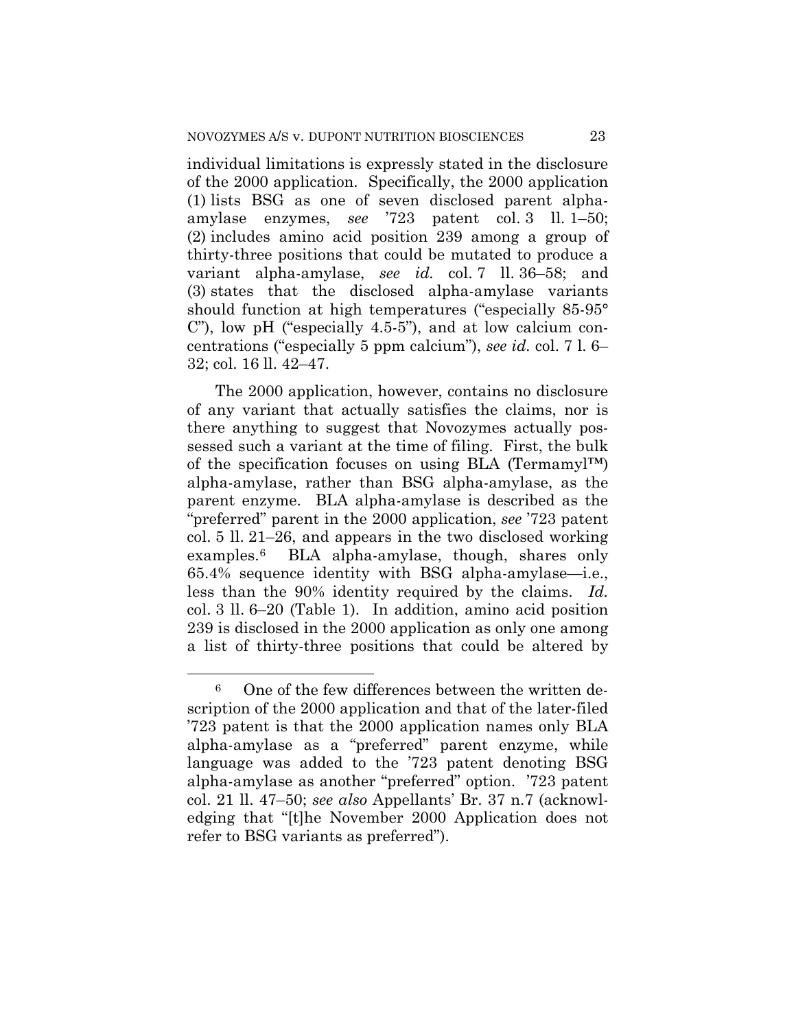individual limitations is expressly stated in the disclosure of the 2000 application. Specifically, the 2000 application (1) lists BSG as one of seven disclosed parent alpha-amylase enzymes, *see* '723 patent col. 3 ll. 1–50; (2) includes amino acid position 239 among a group of thirty-three positions that could be mutated to produce a variant alpha-amylase, *see id.* col. 7 ll. 36–58; and (3) states that the disclosed alpha-amylase variants should function at high temperatures ("especially 85-95° C"), low pH ("especially 4.5-5"), and at low calcium concentrations ("especially 5 ppm calcium"), *see id.* col. 7 l. 6–32; col. 16 ll. 42–47.

The 2000 application, however, contains no disclosure of any variant that actually satisfies the claims, nor is there anything to suggest that Novozymes actually possessed such a variant at the time of filing. First, the bulk of the specification focuses on using BLA (Termamyl™) alpha-amylase, rather than BSG alpha-amylase, as the parent enzyme. BLA alpha-amylase is described as the "preferred" parent in the 2000 application, *see* '723 patent col. 5 ll. 21–26, and appears in the two disclosed working examples.[6] BLA alpha-amylase, though, shares only 65.4% sequence identity with BSG alpha-amylase—i.e., less than the 90% identity required by the claims. *Id.* col. 3 ll. 6–20 (Table 1). In addition, amino acid position 239 is disclosed in the 2000 application as only one among a list of thirty-three positions that could be altered by

---

[6] One of the few differences between the written description of the 2000 application and that of the later-filed '723 patent is that the 2000 application names only BLA alpha-amylase as a "preferred" parent enzyme, while language was added to the '723 patent denoting BSG alpha-amylase as another "preferred" option. '723 patent col. 21 ll. 47–50; *see also* Appellants' Br. 37 n.7 (acknowledging that "[t]he November 2000 Application does not refer to BSG variants as preferred").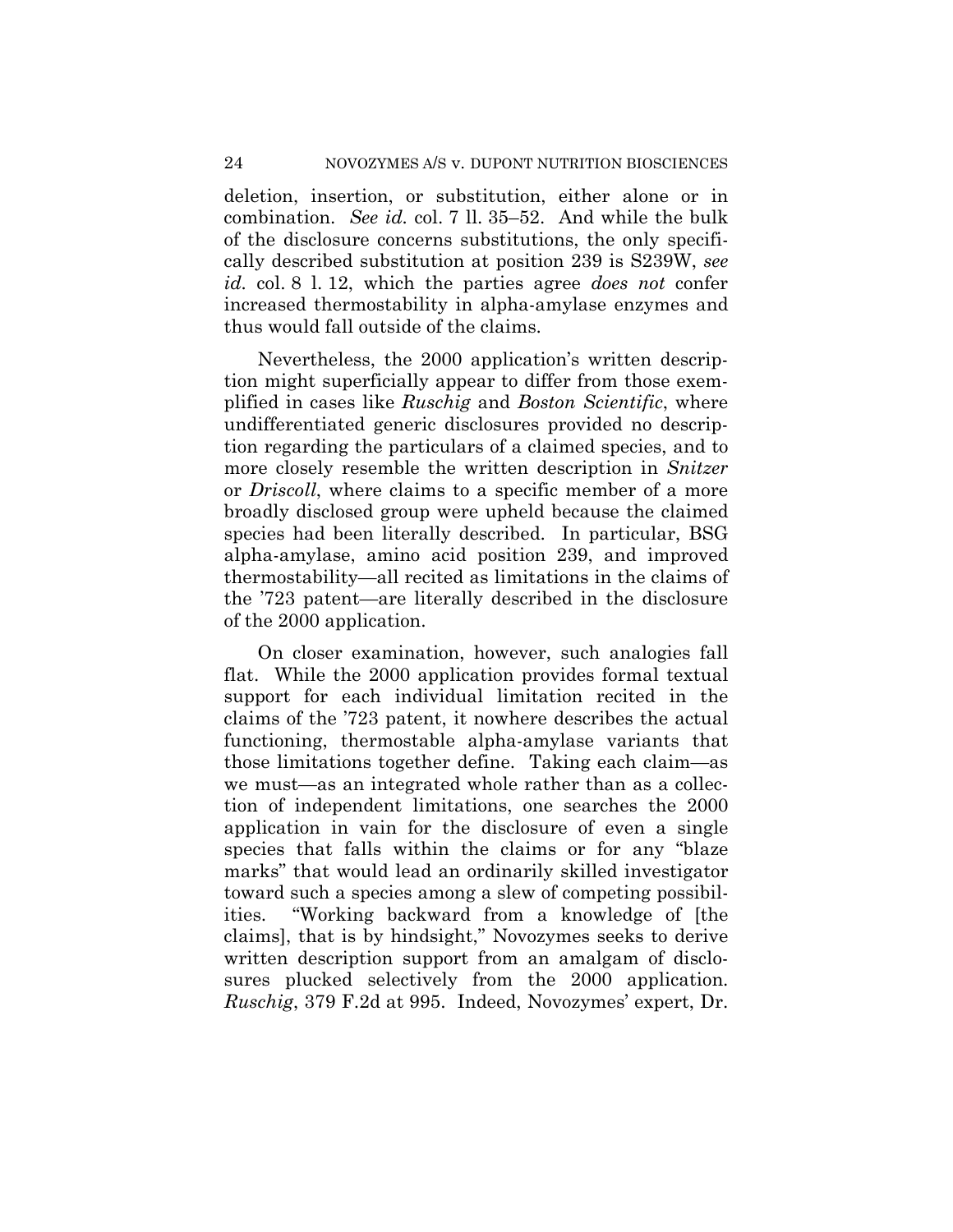deletion, insertion, or substitution, either alone or in combination. *See id.* col. 7 ll. 35–52. And while the bulk of the disclosure concerns substitutions, the only specifically described substitution at position 239 is S239W, *see id.* col. 8 l. 12, which the parties agree *does not* confer increased thermostability in alpha-amylase enzymes and thus would fall outside of the claims.

Nevertheless, the 2000 application's written description might superficially appear to differ from those exemplified in cases like *Ruschig* and *Boston Scientific*, where undifferentiated generic disclosures provided no description regarding the particulars of a claimed species, and to more closely resemble the written description in *Snitzer* or *Driscoll*, where claims to a specific member of a more broadly disclosed group were upheld because the claimed species had been literally described. In particular, BSG alpha-amylase, amino acid position 239, and improved thermostability—all recited as limitations in the claims of the '723 patent—are literally described in the disclosure of the 2000 application.

On closer examination, however, such analogies fall flat. While the 2000 application provides formal textual support for each individual limitation recited in the claims of the '723 patent, it nowhere describes the actual functioning, thermostable alpha-amylase variants that those limitations together define. Taking each claim—as we must—as an integrated whole rather than as a collection of independent limitations, one searches the 2000 application in vain for the disclosure of even a single species that falls within the claims or for any "blaze marks" that would lead an ordinarily skilled investigator toward such a species among a slew of competing possibilities. "Working backward from a knowledge of [the claims], that is by hindsight," Novozymes seeks to derive written description support from an amalgam of disclosures plucked selectively from the 2000 application. *Ruschig*, 379 F.2d at 995. Indeed, Novozymes' expert, Dr.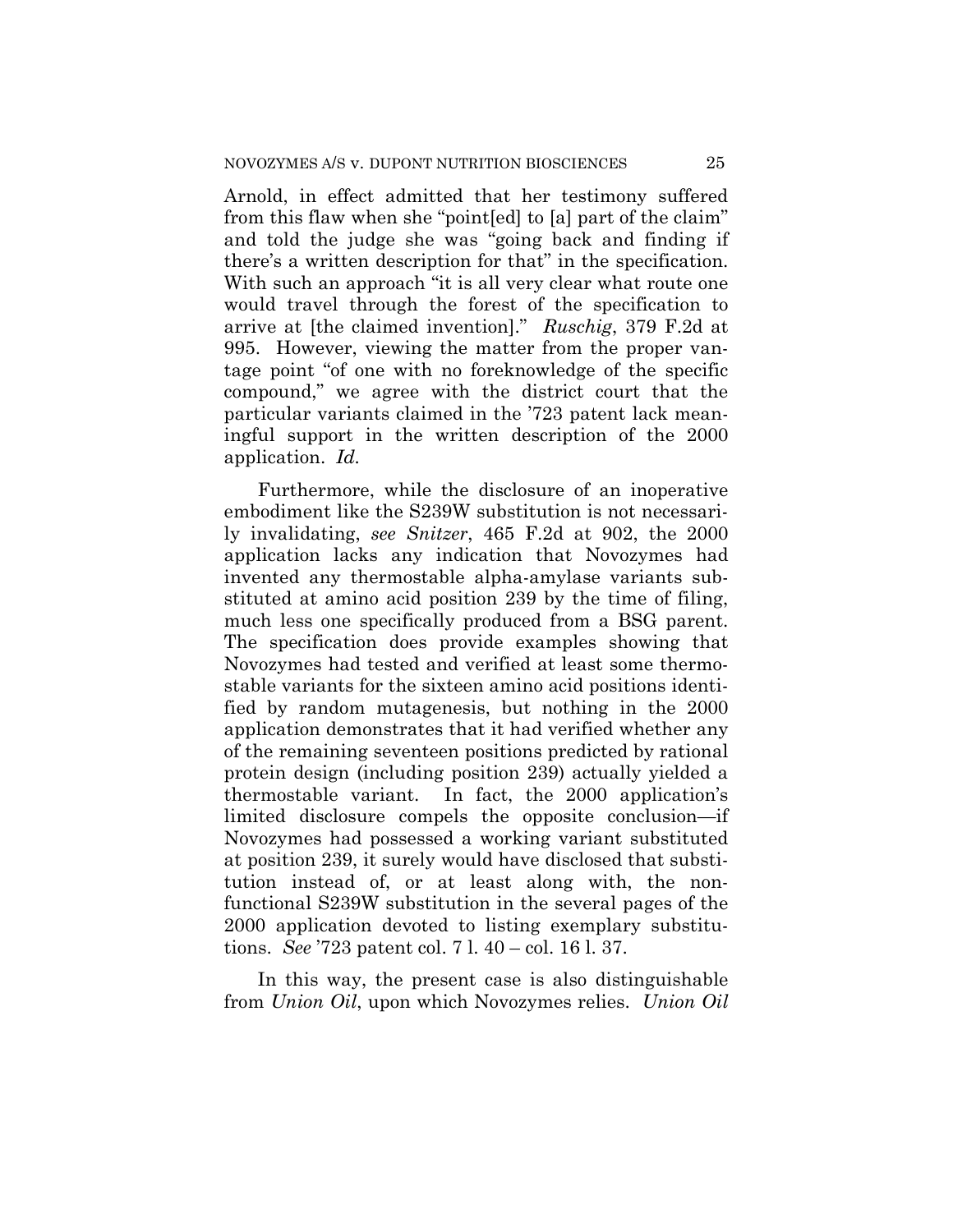Arnold, in effect admitted that her testimony suffered from this flaw when she "point[ed] to [a] part of the claim" and told the judge she was "going back and finding if there's a written description for that" in the specification. With such an approach "it is all very clear what route one would travel through the forest of the specification to arrive at [the claimed invention]." *Ruschig*, 379 F.2d at 995. However, viewing the matter from the proper vantage point "of one with no foreknowledge of the specific compound," we agree with the district court that the particular variants claimed in the '723 patent lack meaningful support in the written description of the 2000 application. *Id.*

Furthermore, while the disclosure of an inoperative embodiment like the S239W substitution is not necessarily invalidating, *see Snitzer*, 465 F.2d at 902, the 2000 application lacks any indication that Novozymes had invented any thermostable alpha-amylase variants substituted at amino acid position 239 by the time of filing, much less one specifically produced from a BSG parent. The specification does provide examples showing that Novozymes had tested and verified at least some thermostable variants for the sixteen amino acid positions identified by random mutagenesis, but nothing in the 2000 application demonstrates that it had verified whether any of the remaining seventeen positions predicted by rational protein design (including position 239) actually yielded a thermostable variant. In fact, the 2000 application's limited disclosure compels the opposite conclusion—if Novozymes had possessed a working variant substituted at position 239, it surely would have disclosed that substitution instead of, or at least along with, the non-functional S239W substitution in the several pages of the 2000 application devoted to listing exemplary substitutions. *See* '723 patent col. 7 l. 40 – col. 16 l. 37.

In this way, the present case is also distinguishable from *Union Oil*, upon which Novozymes relies. *Union Oil*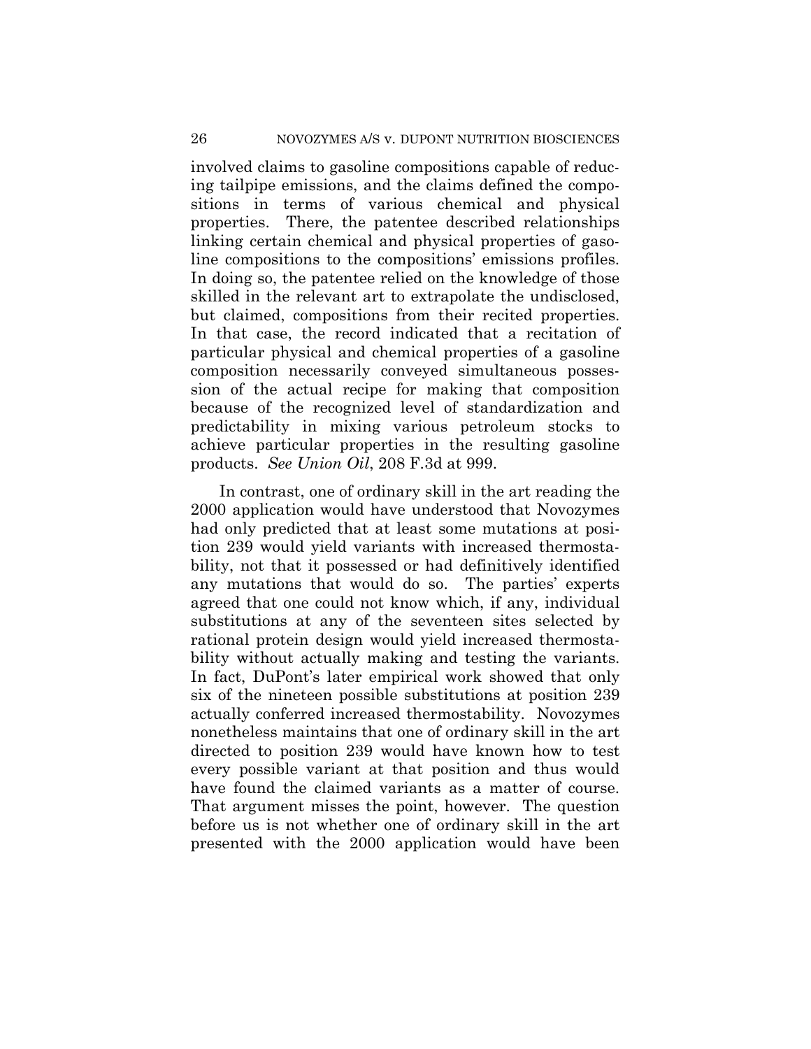involved claims to gasoline compositions capable of reducing tailpipe emissions, and the claims defined the compositions in terms of various chemical and physical properties. There, the patentee described relationships linking certain chemical and physical properties of gasoline compositions to the compositions' emissions profiles. In doing so, the patentee relied on the knowledge of those skilled in the relevant art to extrapolate the undisclosed, but claimed, compositions from their recited properties. In that case, the record indicated that a recitation of particular physical and chemical properties of a gasoline composition necessarily conveyed simultaneous possession of the actual recipe for making that composition because of the recognized level of standardization and predictability in mixing various petroleum stocks to achieve particular properties in the resulting gasoline products. *See Union Oil*, 208 F.3d at 999.

In contrast, one of ordinary skill in the art reading the 2000 application would have understood that Novozymes had only predicted that at least some mutations at position 239 would yield variants with increased thermostability, not that it possessed or had definitively identified any mutations that would do so. The parties' experts agreed that one could not know which, if any, individual substitutions at any of the seventeen sites selected by rational protein design would yield increased thermostability without actually making and testing the variants. In fact, DuPont's later empirical work showed that only six of the nineteen possible substitutions at position 239 actually conferred increased thermostability. Novozymes nonetheless maintains that one of ordinary skill in the art directed to position 239 would have known how to test every possible variant at that position and thus would have found the claimed variants as a matter of course. That argument misses the point, however. The question before us is not whether one of ordinary skill in the art presented with the 2000 application would have been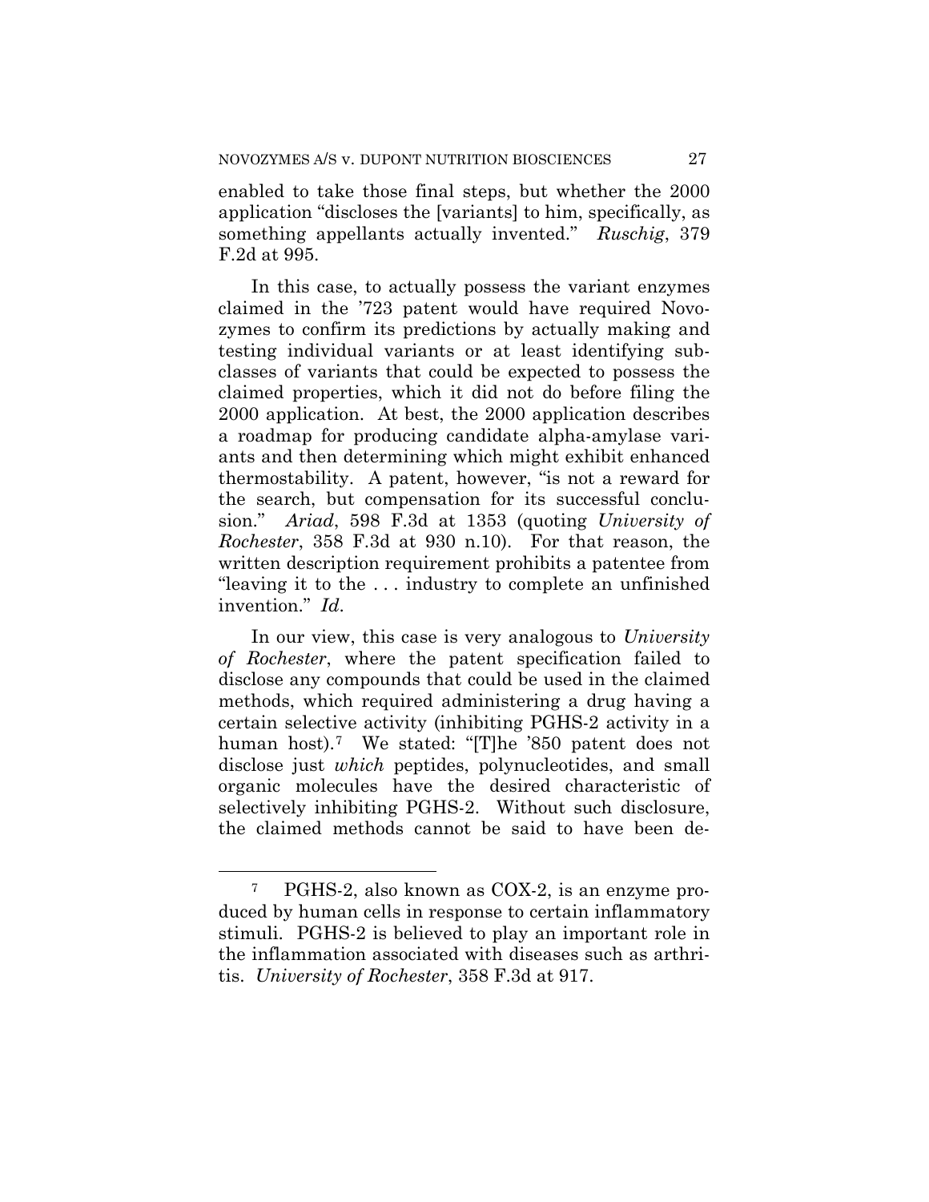enabled to take those final steps, but whether the 2000 application "discloses the [variants] to him, specifically, as something appellants actually invented." *Ruschig*, 379 F.2d at 995.

In this case, to actually possess the variant enzymes claimed in the '723 patent would have required Novozymes to confirm its predictions by actually making and testing individual variants or at least identifying subclasses of variants that could be expected to possess the claimed properties, which it did not do before filing the 2000 application. At best, the 2000 application describes a roadmap for producing candidate alpha-amylase variants and then determining which might exhibit enhanced thermostability. A patent, however, "is not a reward for the search, but compensation for its successful conclusion." *Ariad*, 598 F.3d at 1353 (quoting *University of Rochester*, 358 F.3d at 930 n.10). For that reason, the written description requirement prohibits a patentee from "leaving it to the . . . industry to complete an unfinished invention." *Id*.

In our view, this case is very analogous to *University of Rochester*, where the patent specification failed to disclose any compounds that could be used in the claimed methods, which required administering a drug having a certain selective activity (inhibiting PGHS-2 activity in a human host).[7] We stated: "[T]he '850 patent does not disclose just *which* peptides, polynucleotides, and small organic molecules have the desired characteristic of selectively inhibiting PGHS-2. Without such disclosure, the claimed methods cannot be said to have been de-

---

[7] PGHS-2, also known as COX-2, is an enzyme produced by human cells in response to certain inflammatory stimuli. PGHS-2 is believed to play an important role in the inflammation associated with diseases such as arthritis. *University of Rochester*, 358 F.3d at 917.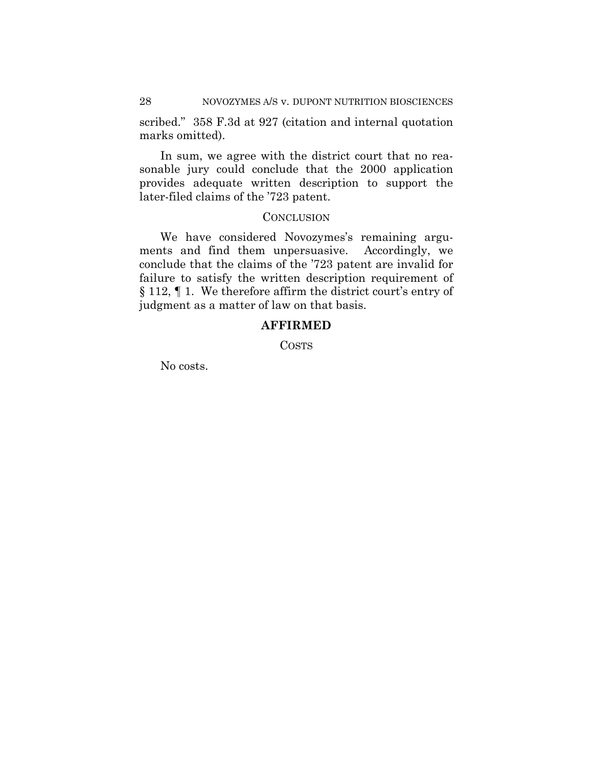scribed." 358 F.3d at 927 (citation and internal quotation marks omitted).

In sum, we agree with the district court that no reasonable jury could conclude that the 2000 application provides adequate written description to support the later-filed claims of the '723 patent.

## CONCLUSION

We have considered Novozymes's remaining arguments and find them unpersuasive. Accordingly, we conclude that the claims of the '723 patent are invalid for failure to satisfy the written description requirement of § 112, ¶ 1. We therefore affirm the district court's entry of judgment as a matter of law on that basis.

**AFFIRMED**

## COSTS

No costs.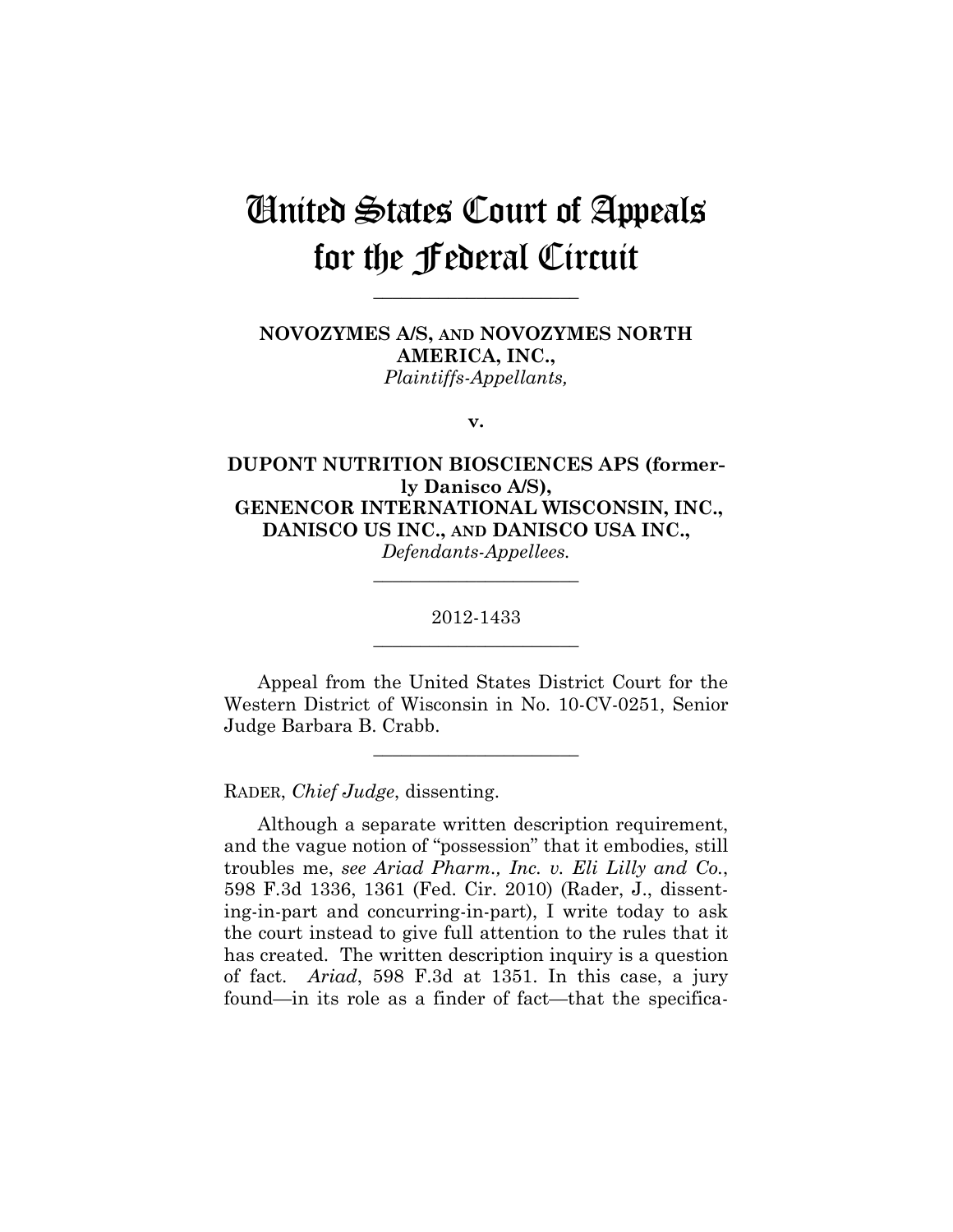# United States Court of Appeals for the Federal Circuit

---

**NOVOZYMES A/S, AND NOVOZYMES NORTH AMERICA, INC.,**
*Plaintiffs-Appellants,*

**v.**

**DUPONT NUTRITION BIOSCIENCES APS (formerly Danisco A/S), GENENCOR INTERNATIONAL WISCONSIN, INC., DANISCO US INC., AND DANISCO USA INC.,**
*Defendants-Appellees.*

---

2012-1433

---

Appeal from the United States District Court for the Western District of Wisconsin in No. 10-CV-0251, Senior Judge Barbara B. Crabb.

---

RADER, *Chief Judge*, dissenting.

Although a separate written description requirement, and the vague notion of "possession" that it embodies, still troubles me, *see Ariad Pharm., Inc. v. Eli Lilly and Co.*, 598 F.3d 1336, 1361 (Fed. Cir. 2010) (Rader, J., dissenting-in-part and concurring-in-part), I write today to ask the court instead to give full attention to the rules that it has created. The written description inquiry is a question of fact. *Ariad*, 598 F.3d at 1351. In this case, a jury found—in its role as a finder of fact—that the specifica-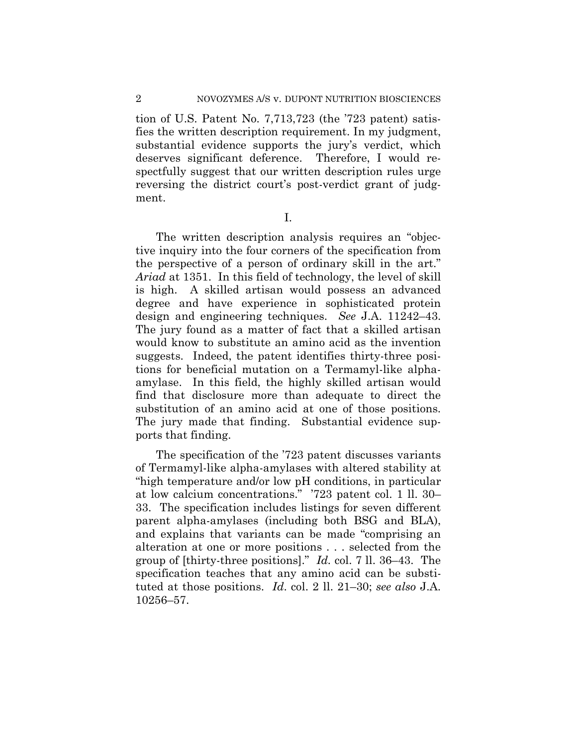tion of U.S. Patent No. 7,713,723 (the '723 patent) satisfies the written description requirement. In my judgment, substantial evidence supports the jury's verdict, which deserves significant deference. Therefore, I would respectfully suggest that our written description rules urge reversing the district court's post-verdict grant of judgment.

I.

The written description analysis requires an "objective inquiry into the four corners of the specification from the perspective of a person of ordinary skill in the art." *Ariad* at 1351. In this field of technology, the level of skill is high. A skilled artisan would possess an advanced degree and have experience in sophisticated protein design and engineering techniques. *See* J.A. 11242–43. The jury found as a matter of fact that a skilled artisan would know to substitute an amino acid as the invention suggests. Indeed, the patent identifies thirty-three positions for beneficial mutation on a Termamyl-like alpha-amylase. In this field, the highly skilled artisan would find that disclosure more than adequate to direct the substitution of an amino acid at one of those positions. The jury made that finding. Substantial evidence supports that finding.

The specification of the '723 patent discusses variants of Termamyl-like alpha-amylases with altered stability at "high temperature and/or low pH conditions, in particular at low calcium concentrations." '723 patent col. 1 ll. 30–33. The specification includes listings for seven different parent alpha-amylases (including both BSG and BLA), and explains that variants can be made "comprising an alteration at one or more positions . . . selected from the group of [thirty-three positions]." *Id.* col. 7 ll. 36–43. The specification teaches that any amino acid can be substituted at those positions. *Id*. col. 2 ll. 21–30; *see also* J.A. 10256–57.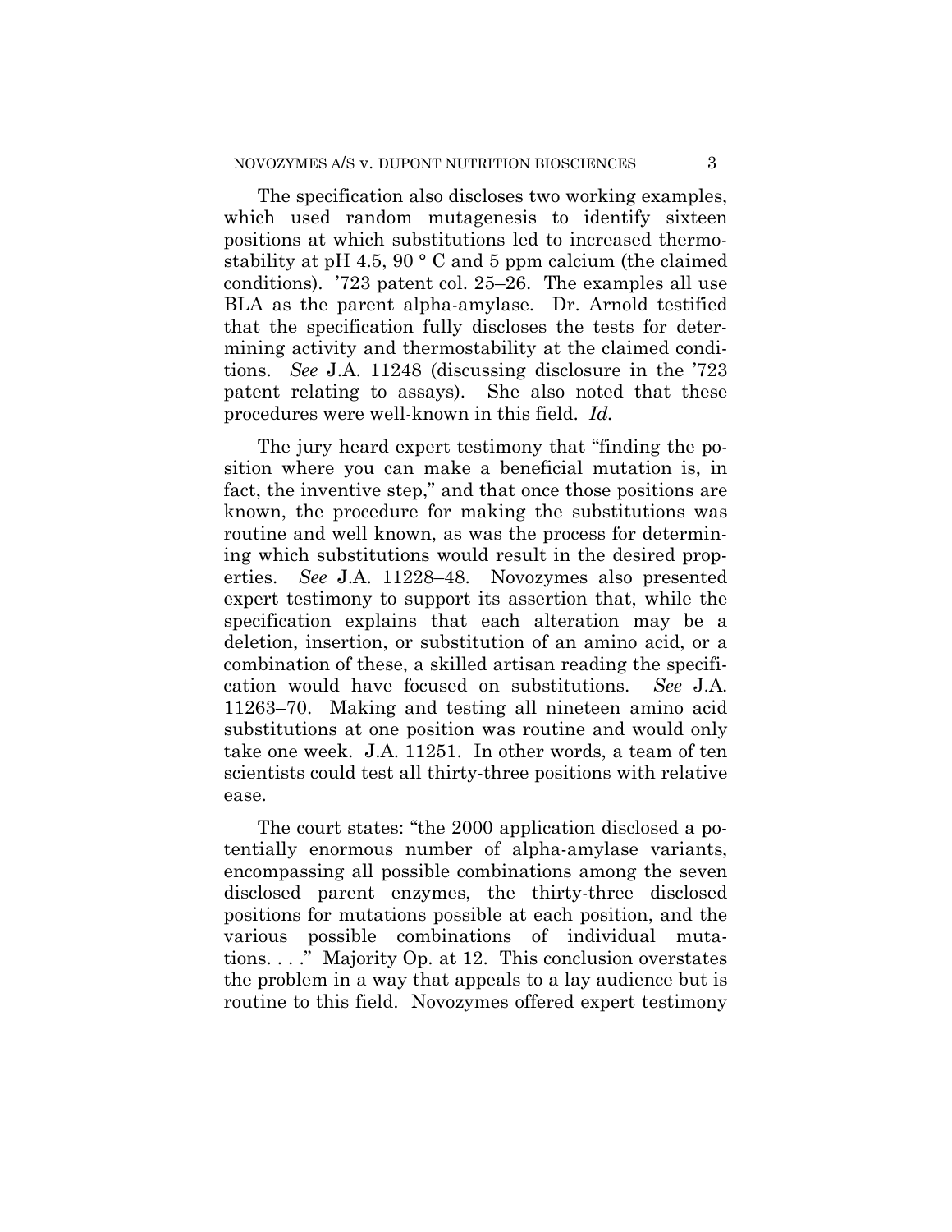The specification also discloses two working examples, which used random mutagenesis to identify sixteen positions at which substitutions led to increased thermostability at pH 4.5, 90 ° C and 5 ppm calcium (the claimed conditions). '723 patent col. 25–26. The examples all use BLA as the parent alpha-amylase. Dr. Arnold testified that the specification fully discloses the tests for determining activity and thermostability at the claimed conditions. *See* J.A. 11248 (discussing disclosure in the '723 patent relating to assays). She also noted that these procedures were well-known in this field. *Id.*

The jury heard expert testimony that "finding the position where you can make a beneficial mutation is, in fact, the inventive step," and that once those positions are known, the procedure for making the substitutions was routine and well known, as was the process for determining which substitutions would result in the desired properties. *See* J.A. 11228–48. Novozymes also presented expert testimony to support its assertion that, while the specification explains that each alteration may be a deletion, insertion, or substitution of an amino acid, or a combination of these, a skilled artisan reading the specification would have focused on substitutions. *See* J.A. 11263–70. Making and testing all nineteen amino acid substitutions at one position was routine and would only take one week. J.A. 11251. In other words, a team of ten scientists could test all thirty-three positions with relative ease.

The court states: "the 2000 application disclosed a potentially enormous number of alpha-amylase variants, encompassing all possible combinations among the seven disclosed parent enzymes, the thirty-three disclosed positions for mutations possible at each position, and the various possible combinations of individual mutations. . . ." Majority Op. at 12. This conclusion overstates the problem in a way that appeals to a lay audience but is routine to this field. Novozymes offered expert testimony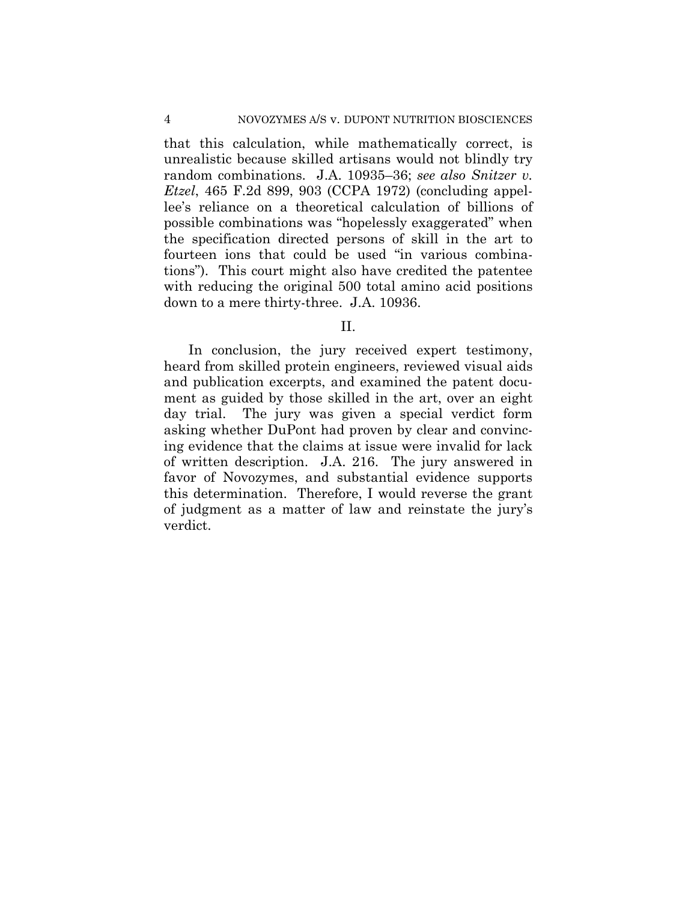that this calculation, while mathematically correct, is unrealistic because skilled artisans would not blindly try random combinations. J.A. 10935–36; *see also Snitzer v. Etzel*, 465 F.2d 899, 903 (CCPA 1972) (concluding appellee's reliance on a theoretical calculation of billions of possible combinations was "hopelessly exaggerated" when the specification directed persons of skill in the art to fourteen ions that could be used "in various combinations"). This court might also have credited the patentee with reducing the original 500 total amino acid positions down to a mere thirty-three. J.A. 10936.

## II.

In conclusion, the jury received expert testimony, heard from skilled protein engineers, reviewed visual aids and publication excerpts, and examined the patent document as guided by those skilled in the art, over an eight day trial. The jury was given a special verdict form asking whether DuPont had proven by clear and convincing evidence that the claims at issue were invalid for lack of written description. J.A. 216. The jury answered in favor of Novozymes, and substantial evidence supports this determination. Therefore, I would reverse the grant of judgment as a matter of law and reinstate the jury's verdict.